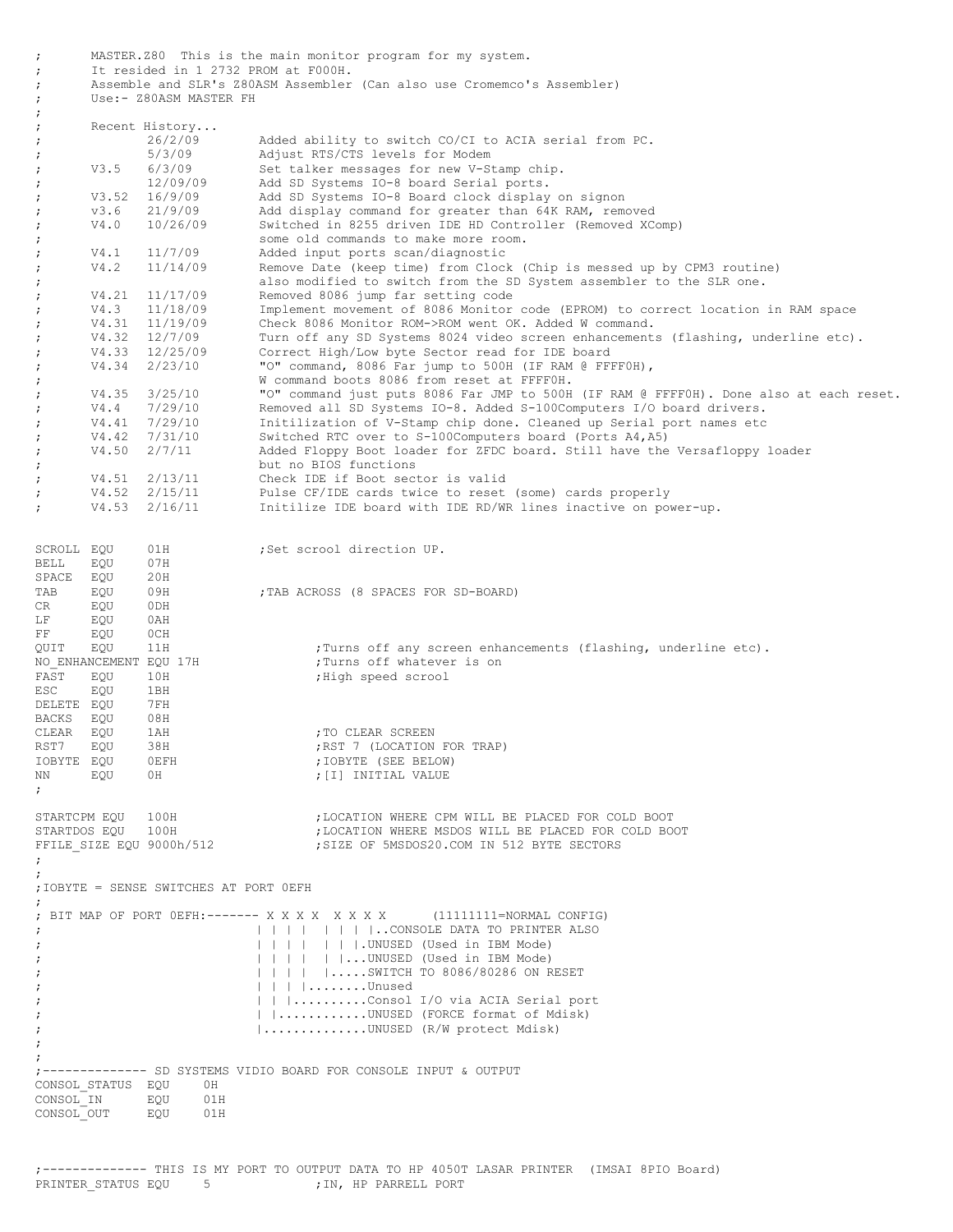```
;       MASTER.Z80  This is the main monitor program for my system.
;       It resided in 1 2732 PROM at F000H.
;       Assemble and SLR's Z80ASM Assembler (Can also use Cromemco's Assembler)
;       Use:- Z80ASM MASTER FH
;
;       Recent History...
;               26/2/09         Added ability to switch CO/CI to ACIA serial from PC.
;               5/3/09          Adjust RTS/CTS levels for Modem
;       V3.5    6/3/09          Set talker messages for new V-Stamp chip.
;               12/09/09        Add SD Systems IO-8 board Serial ports.
;       V3.52   16/9/09         Add SD Systems IO-8 Board clock display on signon
;       v3.6    21/9/09         Add display command for greater than 64K RAM, removed
;       V4.0    10/26/09        Switched in 8255 driven IDE HD Controller (Removed XComp)
;                               some old commands to make more room.
;       V4.1    11/7/09         Added input ports scan/diagnostic
;       V4.2    11/14/09        Remove Date (keep time) from Clock (Chip is messed up by CPM3 routine)
;                               also modified to switch from the SD System assembler to the SLR one.
;       V4.21   11/17/09        Removed 8086 jump far setting code
;       V4.3    11/18/09        Implement movement of 8086 Monitor code (EPROM) to correct location in RAM space
;       V4.31   11/19/09        Check 8086 Monitor ROM->ROM went OK. Added W command.
;       V4.32   12/7/09         Turn off any SD Systems 8024 video screen enhancements (flashing, underline etc).
;       V4.33   12/25/09        Correct High/Low byte Sector read for IDE board
;       V4.34   2/23/10         "O" command, 8086 Far jump to 500H (IF RAM @ FFFF0H),
;                               W command boots 8086 from reset at FFFF0H.
;       V4.35   3/25/10         "O" command just puts 8086 Far JMP to 500H (IF RAM @ FFFF0H). Done also at each reset.
;       V4.4    7/29/10         Removed all SD Systems IO-8. Added S-100Computers I/O board drivers.
;       V4.41   7/29/10         Initilization of V-Stamp chip done. Cleaned up Serial port names etc
;       V4.42   7/31/10         Switched RTC over to S-100Computers board (Ports A4,A5)
;       V4.50   2/7/11          Added Floppy Boot loader for ZFDC board. Still have the Versafloppy loader
;                               but no BIOS functions
;       V4.51   2/13/11         Check IDE if Boot sector is valid
;       V4.52   2/15/11         Pulse CF/IDE cards twice to reset (some) cards properly
;       V4.53   2/16/11         Initilize IDE board with IDE RD/WR lines inactive on power-up.


SCROLL  EQU     01H             ;Set scrool direction UP.
BELL    EQU     07H
SPACE   EQU     20H
TAB     EQU     09H             ;TAB ACROSS (8 SPACES FOR SD-BOARD)
CR      EQU     0DH
LF      EQU     0AH
FF      EQU     0CH
QUIT    EQU     11H                     ;Turns off any screen enhancements (flashing, underline etc).
NO_ENHANCEMENT EQU 17H                  ;Turns off whatever is on
FAST    EQU     10H                     ;High speed scrool
ESC     EQU     1BH
DELETE  EQU     7FH
BACKS   EQU     08H
CLEAR   EQU     1AH                     ;TO CLEAR SCREEN
RST7    EQU     38H                     ;RST 7 (LOCATION FOR TRAP)
IOBYTE  EQU     0EFH                    ;IOBYTE (SEE BELOW)
NN      EQU     0H                      ;[I] INITIAL VALUE
;

STARTCPM EQU    100H                    ;LOCATION WHERE CPM WILL BE PLACED FOR COLD BOOT
STARTDOS EQU    100H                    ;LOCATION WHERE MSDOS WILL BE PLACED FOR COLD BOOT
FFILE_SIZE EQU 9000h/512                ;SIZE OF 5MSDOS20.COM IN 512 BYTE SECTORS
;
;
;IOBYTE = SENSE SWITCHES AT PORT 0EFH
;
; BIT MAP OF PORT 0EFH:------- X X X X  X X X X      (11111111=NORMAL CONFIG)
;                              | | | |  | | | |..CONSOLE DATA TO PRINTER ALSO
;                              | | | |  | | |.UNUSED (Used in IBM Mode)
;                              | | | |  | |...UNUSED (Used in IBM Mode)
;                              | | | |  |.....SWITCH TO 8086/80286 ON RESET
;                              | | | |........Unused
;                              | | |..........Consol I/O via ACIA Serial port
;                              | |............UNUSED (FORCE format of Mdisk)
;                              |..............UNUSED (R/W protect Mdisk)
;
;
;-------------- SD SYSTEMS VIDIO BOARD FOR CONSOLE INPUT & OUTPUT
CONSOL_STATUS  EQU     0H
CONSOL_IN      EQU     01H
CONSOL_OUT     EQU     01H



;-------------- THIS IS MY PORT TO OUTPUT DATA TO HP 4050T LASAR PRINTER  (IMSAI 8PIO Board)
PRINTER_STATUS EQU     5               ;IN, HP PARRELL PORT
```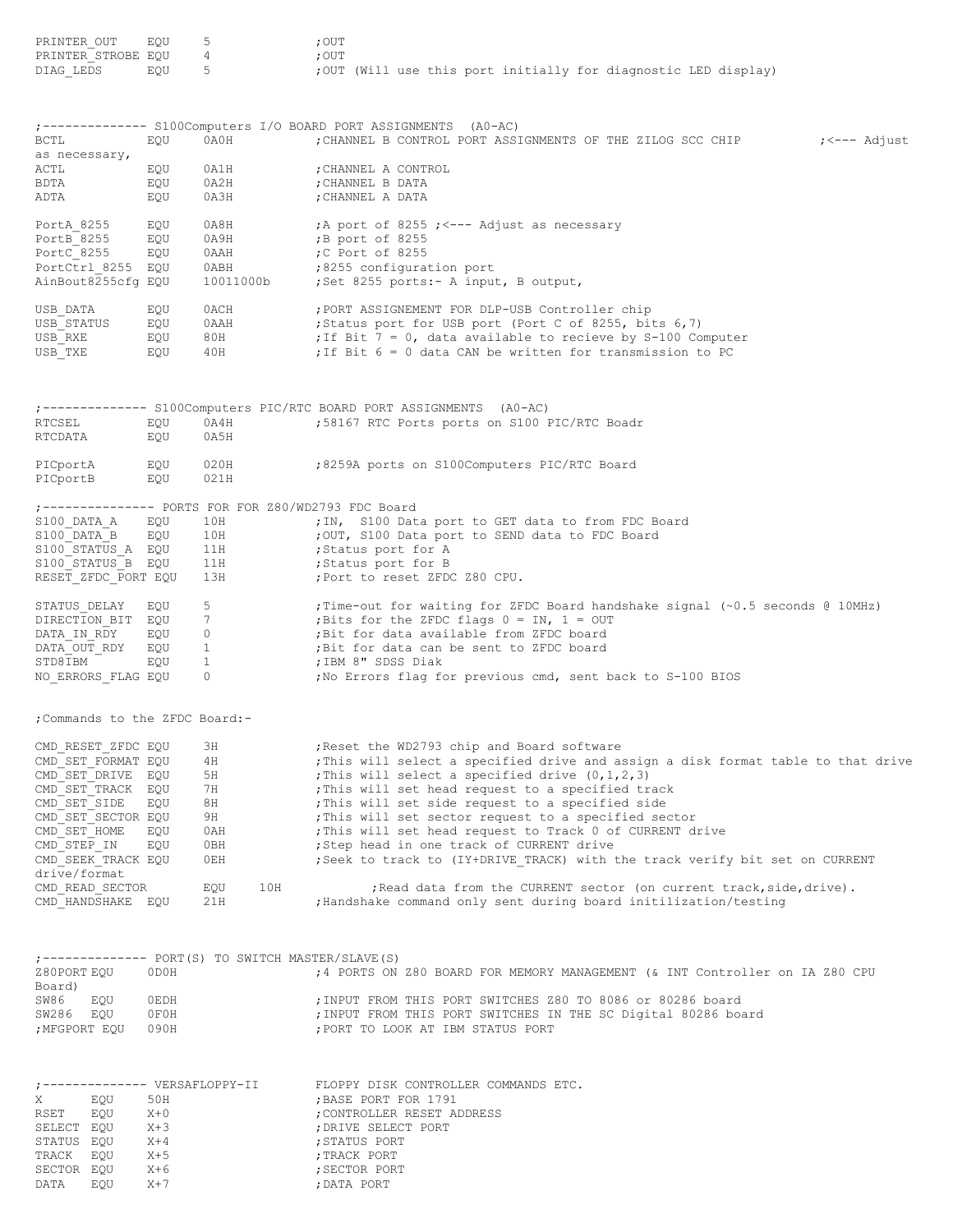```
PRINTER_OUT     EQU     5               ;OUT
PRINTER_STROBE EQU      4               ;OUT
DIAG_LEDS       EQU     5               ;OUT (Will use this port initially for diagnostic LED display)



;-------------- S100Computers I/O BOARD PORT ASSIGNMENTS  (A0-AC)
BCTL            EQU     0A0H            ;CHANNEL B CONTROL PORT ASSIGNMENTS OF THE ZILOG SCC CHIP          ;<--- Adjust
as necessary,
ACTL            EQU     0A1H            ;CHANNEL A CONTROL
BDTA            EQU     0A2H            ;CHANNEL B DATA
ADTA            EQU     0A3H            ;CHANNEL A DATA

PortA_8255      EQU     0A8H            ;A port of 8255 ;<--- Adjust as necessary
PortB_8255      EQU     0A9H            ;B port of 8255
PortC_8255      EQU     0AAH            ;C Port of 8255
PortCtrl_8255   EQU     0ABH            ;8255 configuration port
AinBout8255cfg EQU      10011000b       ;Set 8255 ports:- A input, B output,

USB_DATA        EQU     0ACH            ;PORT ASSIGNEMENT FOR DLP-USB Controller chip
USB_STATUS      EQU     0AAH            ;Status port for USB port (Port C of 8255, bits 6,7)
USB_RXE         EQU     80H             ;If Bit 7 = 0, data available to recieve by S-100 Computer
USB_TXE         EQU     40H             ;If Bit 6 = 0 data CAN be written for transmission to PC



;-------------- S100Computers PIC/RTC BOARD PORT ASSIGNMENTS  (A0-AC)
RTCSEL          EQU     0A4H            ;58167 RTC Ports ports on S100 PIC/RTC Boadr
RTCDATA         EQU     0A5H

PICportA        EQU     020H            ;8259A ports on S100Computers PIC/RTC Board
PICportB        EQU     021H

;--------------- PORTS FOR FOR Z80/WD2793 FDC Board
S100_DATA_A     EQU     10H             ;IN,  S100 Data port to GET data to from FDC Board
S100_DATA_B     EQU     10H             ;OUT, S100 Data port to SEND data to FDC Board
S100_STATUS_A   EQU     11H             ;Status port for A
S100_STATUS_B   EQU     11H             ;Status port for B
RESET_ZFDC_PORT EQU     13H             ;Port to reset ZFDC Z80 CPU.

STATUS_DELAY    EQU     5               ;Time-out for waiting for ZFDC Board handshake signal (~0.5 seconds @ 10MHz)
DIRECTION_BIT   EQU     7               ;Bits for the ZFDC flags 0 = IN, 1 = OUT
DATA_IN_RDY     EQU     0               ;Bit for data available from ZFDC board
DATA_OUT_RDY    EQU     1               ;Bit for data can be sent to ZFDC board
STD8IBM         EQU     1               ;IBM 8" SDSS Diak
NO_ERRORS_FLAG EQU      0               ;No Errors flag for previous cmd, sent back to S-100 BIOS


;Commands to the ZFDC Board:-

CMD_RESET_ZFDC EQU      3H              ;Reset the WD2793 chip and Board software
CMD_SET_FORMAT EQU      4H              ;This will select a specified drive and assign a disk format table to that drive
CMD_SET_DRIVE   EQU     5H              ;This will select a specified drive (0,1,2,3)
CMD_SET_TRACK   EQU     7H              ;This will set head request to a specified track
CMD_SET_SIDE    EQU     8H              ;This will set side request to a specified side
CMD_SET_SECTOR EQU      9H              ;This will set sector request to a specified sector
CMD_SET_HOME    EQU     0AH             ;This will set head request to Track 0 of CURRENT drive
CMD_STEP_IN     EQU     0BH             ;Step head in one track of CURRENT drive
CMD_SEEK_TRACK EQU      0EH             ;Seek to track to (IY+DRIVE_TRACK) with the track verify bit set on CURRENT
drive/format
CMD_READ_SECTOR         EQU     10H             ;Read data from the CURRENT sector (on current track,side,drive).
CMD_HANDSHAKE   EQU     21H             ;Handshake command only sent during board initilization/testing



;-------------- PORT(S) TO SWITCH MASTER/SLAVE(S)
Z80PORT EQU     0D0H                    ;4 PORTS ON Z80 BOARD FOR MEMORY MANAGEMENT (& INT Controller on IA Z80 CPU
Board)
SW86    EQU     0EDH                    ;INPUT FROM THIS PORT SWITCHES Z80 TO 8086 or 80286 board
SW286   EQU     0F0H                    ;INPUT FROM THIS PORT SWITCHES IN THE SC Digital 80286 board
;MFGPORT EQU    090H                    ;PORT TO LOOK AT IBM STATUS PORT



;-------------- VERSAFLOPPY-II          FLOPPY DISK CONTROLLER COMMANDS ETC.
X       EQU     50H                     ;BASE PORT FOR 1791
RSET    EQU     X+0                     ;CONTROLLER RESET ADDRESS
SELECT  EQU     X+3                     ;DRIVE SELECT PORT
STATUS  EQU     X+4                     ;STATUS PORT
TRACK   EQU     X+5                     ;TRACK PORT
SECTOR  EQU     X+6                     ;SECTOR PORT
DATA    EQU     X+7                     ;DATA PORT
```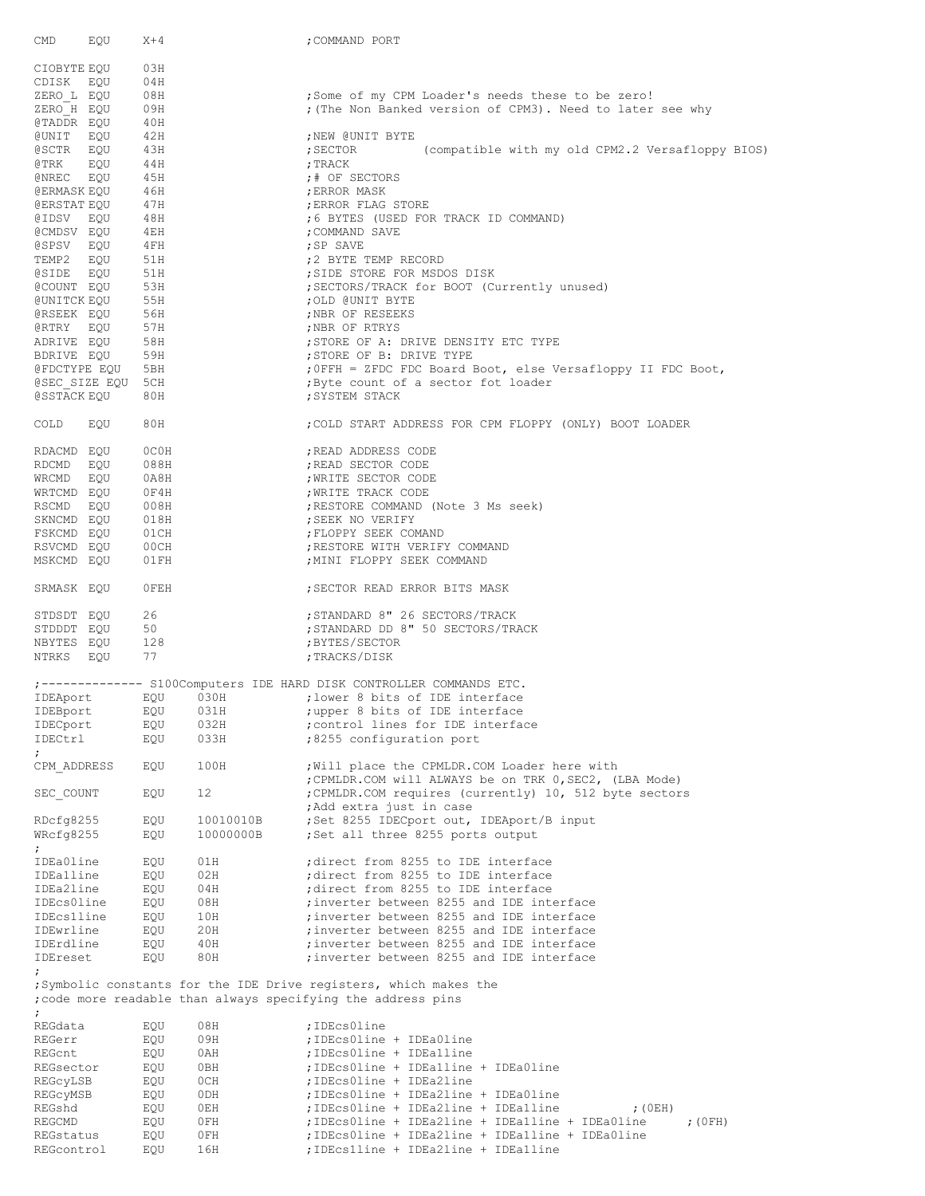```
CMD     EQU     X+4                     ;COMMAND PORT

CIOBYTE EQU     03H
CDISK   EQU     04H
ZERO_L  EQU     08H                     ;Some of my CPM Loader's needs these to be zero!
ZERO_H  EQU     09H                     ;(The Non Banked version of CPM3). Need to later see why
@TADDR  EQU     40H
@UNIT   EQU     42H                     ;NEW @UNIT BYTE
@SCTR   EQU     43H                     ;SECTOR         (compatible with my old CPM2.2 Versafloppy BIOS)
@TRK    EQU     44H                     ;TRACK
@NREC   EQU     45H                     ;# OF SECTORS
@ERMASK EQU     46H                     ;ERROR MASK
@ERSTAT EQU     47H                     ;ERROR FLAG STORE
@IDSV   EQU     48H                     ;6 BYTES (USED FOR TRACK ID COMMAND)
@CMDSV  EQU     4EH                     ;COMMAND SAVE
@SPSV   EQU     4FH                     ;SP SAVE
TEMP2   EQU     51H                     ;2 BYTE TEMP RECORD
@SIDE   EQU     51H                     ;SIDE STORE FOR MSDOS DISK
@COUNT  EQU     53H                     ;SECTORS/TRACK for BOOT (Currently unused)
@UNITCK EQU     55H                     ;OLD @UNIT BYTE
@RSEEK  EQU     56H                     ;NBR OF RESEEKS
@RTRY   EQU     57H                     ;NBR OF RTRYS
ADRIVE  EQU     58H                     ;STORE OF A: DRIVE DENSITY ETC TYPE
BDRIVE  EQU     59H                     ;STORE OF B: DRIVE TYPE
@FDCTYPE EQU    5BH                     ;0FFH = ZFDC FDC Board Boot, else Versafloppy II FDC Boot,
@SEC_SIZE EQU   5CH                     ;Byte count of a sector fot loader
@SSTACK EQU     80H                     ;SYSTEM STACK

COLD    EQU     80H                     ;COLD START ADDRESS FOR CPM FLOPPY (ONLY) BOOT LOADER

RDACMD  EQU     0C0H                    ;READ ADDRESS CODE
RDCMD   EQU     088H                    ;READ SECTOR CODE
WRCMD   EQU     0A8H                    ;WRITE SECTOR CODE
WRTCMD  EQU     0F4H                    ;WRITE TRACK CODE
RSCMD   EQU     008H                    ;RESTORE COMMAND (Note 3 Ms seek)
SKNCMD  EQU     018H                    ;SEEK NO VERIFY
FSKCMD  EQU     01CH                    ;FLOPPY SEEK COMAND
RSVCMD  EQU     00CH                    ;RESTORE WITH VERIFY COMMAND
MSKCMD  EQU     01FH                    ;MINI FLOPPY SEEK COMMAND

SRMASK  EQU     0FEH                    ;SECTOR READ ERROR BITS MASK

STDSDT  EQU     26                      ;STANDARD 8" 26 SECTORS/TRACK
STDDDT  EQU     50                      ;STANDARD DD 8" 50 SECTORS/TRACK
NBYTES  EQU     128                     ;BYTES/SECTOR
NTRKS   EQU     77                      ;TRACKS/DISK

;-------------- S100Computers IDE HARD DISK CONTROLLER COMMANDS ETC.
IDEAport        EQU     030H            ;lower 8 bits of IDE interface
IDEBport        EQU     031H            ;upper 8 bits of IDE interface
IDECport        EQU     032H            ;control lines for IDE interface
IDECtrl         EQU     033H            ;8255 configuration port
;
CPM_ADDRESS     EQU     100H            ;Will place the CPMLDR.COM Loader here with
                                        ;CPMLDR.COM will ALWAYS be on TRK 0,SEC2, (LBA Mode)
SEC_COUNT       EQU     12              ;CPMLDR.COM requires (currently) 10, 512 byte sectors
                                        ;Add extra just in case
RDcfg8255       EQU     10010010B       ;Set 8255 IDECport out, IDEAport/B input
WRcfg8255       EQU     10000000B       ;Set all three 8255 ports output
;
IDEa0line       EQU     01H             ;direct from 8255 to IDE interface
IDEa1line       EQU     02H             ;direct from 8255 to IDE interface
IDEa2line       EQU     04H             ;direct from 8255 to IDE interface
IDEcs0line      EQU     08H             ;inverter between 8255 and IDE interface
IDEcs1line      EQU     10H             ;inverter between 8255 and IDE interface
IDEwrline       EQU     20H             ;inverter between 8255 and IDE interface
IDErdline       EQU     40H             ;inverter between 8255 and IDE interface
IDEreset        EQU     80H             ;inverter between 8255 and IDE interface
;
;Symbolic constants for the IDE Drive registers, which makes the
;code more readable than always specifying the address pins
;
REGdata         EQU     08H             ;IDEcs0line
REGerr          EQU     09H             ;IDEcs0line + IDEa0line
REGcnt          EQU     0AH             ;IDEcs0line + IDEa1line
REGsector       EQU     0BH             ;IDEcs0line + IDEa1line + IDEa0line
REGcyLSB        EQU     0CH             ;IDEcs0line + IDEa2line
REGcyMSB        EQU     0DH             ;IDEcs0line + IDEa2line + IDEa0line
REGshd          EQU     0EH             ;IDEcs0line + IDEa2line + IDEa1line          ;(0EH)
REGCMD          EQU     0FH             ;IDEcs0line + IDEa2line + IDEa1line + IDEa0line      ;(0FH)
REGstatus       EQU     0FH             ;IDEcs0line + IDEa2line + IDEa1line + IDEa0line
REGcontrol      EQU     16H             ;IDEcs1line + IDEa2line + IDEa1line
```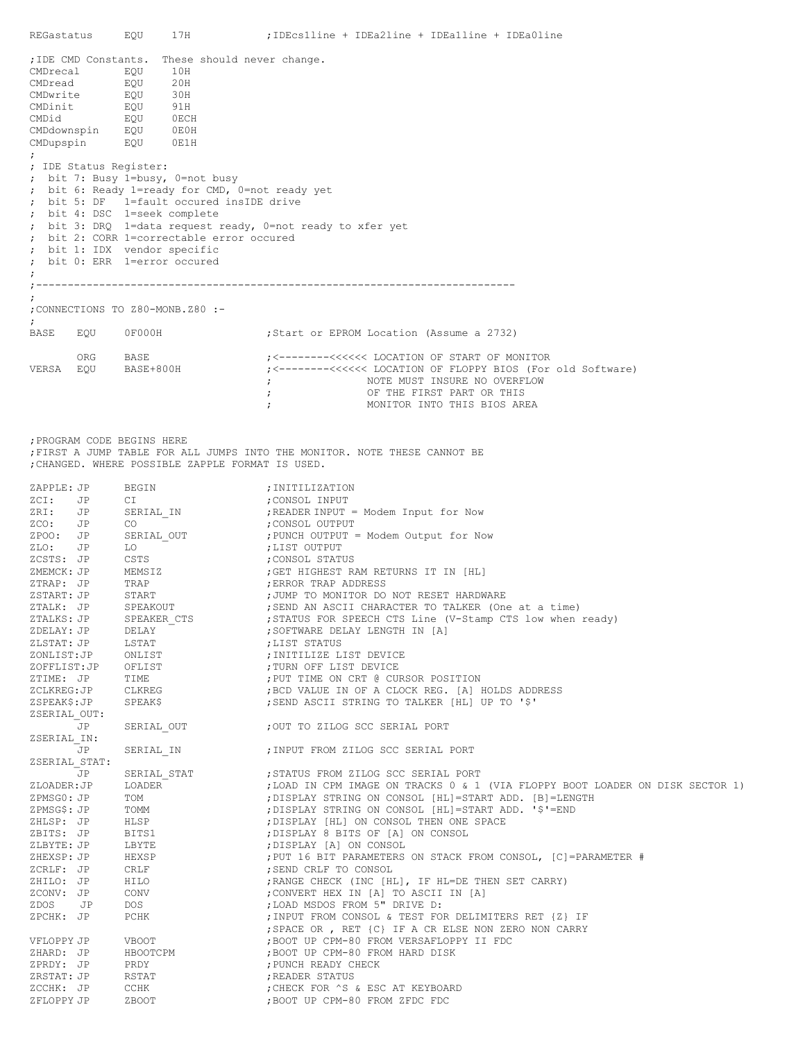```
REGastatus      EQU     17H             ;IDEcs1line + IDEa2line + IDEa1line + IDEa0line

;IDE CMD Constants.  These should never change.
CMDrecal        EQU     10H
CMDread         EQU     20H
CMDwrite        EQU     30H
CMDinit         EQU     91H
CMDid           EQU     0ECH
CMDdownspin     EQU     0E0H
CMDupspin       EQU     0E1H
;
; IDE Status Register:
;  bit 7: Busy 1=busy, 0=not busy
;  bit 6: Ready 1=ready for CMD, 0=not ready yet
;  bit 5: DF   1=fault occured insIDE drive
;  bit 4: DSC  1=seek complete
;  bit 3: DRQ  1=data request ready, 0=not ready to xfer yet
;  bit 2: CORR 1=correctable error occured
;  bit 1: IDX  vendor specific
;  bit 0: ERR  1=error occured
;
;--------------------------------------------------------------------------
;
;CONNECTIONS TO Z80-MONB.Z80 :-
;
BASE    EQU     0F000H                  ;Start or EPROM Location (Assume a 2732)

        ORG     BASE                    ;<--------<<<<<< LOCATION OF START OF MONITOR
VERSA   EQU     BASE+800H               ;<--------<<<<<< LOCATION OF FLOPPY BIOS (For old Software)
                                        ;               NOTE MUST INSURE NO OVERFLOW
                                        ;               OF THE FIRST PART OR THIS
                                        ;               MONITOR INTO THIS BIOS AREA


;PROGRAM CODE BEGINS HERE
;FIRST A JUMP TABLE FOR ALL JUMPS INTO THE MONITOR. NOTE THESE CANNOT BE
;CHANGED. WHERE POSSIBLE ZAPPLE FORMAT IS USED.

ZAPPLE: JP      BEGIN                   ;INITILIZATION
ZCI:    JP      CI                      ;CONSOL INPUT
ZRI:    JP      SERIAL_IN               ;READER INPUT = Modem Input for Now
ZCO:    JP      CO                      ;CONSOL OUTPUT
ZPOO:   JP      SERIAL_OUT              ;PUNCH OUTPUT = Modem Output for Now
ZLO:    JP      LO                      ;LIST OUTPUT
ZCSTS:  JP      CSTS                    ;CONSOL STATUS
ZMEMCK: JP      MEMSIZ                  ;GET HIGHEST RAM RETURNS IT IN [HL]
ZTRAP:  JP      TRAP                    ;ERROR TRAP ADDRESS
ZSTART: JP      START                   ;JUMP TO MONITOR DO NOT RESET HARDWARE
ZTALK:  JP      SPEAKOUT                ;SEND AN ASCII CHARACTER TO TALKER (One at a time)
ZTALKS: JP      SPEAKER_CTS             ;STATUS FOR SPEECH CTS Line (V-Stamp CTS low when ready)
ZDELAY: JP      DELAY                   ;SOFTWARE DELAY LENGTH IN [A]
ZLSTAT: JP      LSTAT                   ;LIST STATUS
ZONLIST:JP      ONLIST                  ;INITILIZE LIST DEVICE
ZOFFLIST:JP     OFLIST                  ;TURN OFF LIST DEVICE
ZTIME:  JP      TIME                    ;PUT TIME ON CRT @ CURSOR POSITION
ZCLKREG:JP      CLKREG                  ;BCD VALUE IN OF A CLOCK REG. [A] HOLDS ADDRESS
ZSPEAK$:JP      SPEAK$                  ;SEND ASCII STRING TO TALKER [HL] UP TO '$'
ZSERIAL_OUT:
        JP      SERIAL_OUT              ;OUT TO ZILOG SCC SERIAL PORT
ZSERIAL_IN:
        JP      SERIAL_IN               ;INPUT FROM ZILOG SCC SERIAL PORT
ZSERIAL_STAT:
        JP      SERIAL_STAT             ;STATUS FROM ZILOG SCC SERIAL PORT
ZLOADER:JP      LOADER                  ;LOAD IN CPM IMAGE ON TRACKS 0 & 1 (VIA FLOPPY BOOT LOADER ON DISK SECTOR 1)
ZPMSG0: JP      TOM                     ;DISPLAY STRING ON CONSOL [HL]=START ADD. [B]=LENGTH
ZPMSG$: JP      TOMM                    ;DISPLAY STRING ON CONSOL [HL]=START ADD. '$'=END
ZHLSP:  JP      HLSP                    ;DISPLAY [HL] ON CONSOL THEN ONE SPACE
ZBITS:  JP      BITS1                   ;DISPLAY 8 BITS OF [A] ON CONSOL
ZLBYTE: JP      LBYTE                   ;DISPLAY [A] ON CONSOL
ZHEXSP: JP      HEXSP                   ;PUT 16 BIT PARAMETERS ON STACK FROM CONSOL, [C]=PARAMETER #
ZCRLF:  JP      CRLF                    ;SEND CRLF TO CONSOL
ZHILO:  JP      HILO                    ;RANGE CHECK (INC [HL], IF HL=DE THEN SET CARRY)
ZCONV:  JP      CONV                    ;CONVERT HEX IN [A] TO ASCII IN [A]
ZDOS    JP      DOS                     ;LOAD MSDOS FROM 5" DRIVE D:
ZPCHK:  JP      PCHK                    ;INPUT FROM CONSOL & TEST FOR DELIMITERS RET {Z} IF
                                        ;SPACE OR , RET {C} IF A CR ELSE NON ZERO NON CARRY
VFLOPPY JP      VBOOT                   ;BOOT UP CPM-80 FROM VERSAFLOPPY II FDC
ZHARD:  JP      HBOOTCPM                ;BOOT UP CPM-80 FROM HARD DISK
ZPRDY:  JP      PRDY                    ;PUNCH READY CHECK
ZRSTAT: JP      RSTAT                   ;READER STATUS
ZCCHK:  JP      CCHK                    ;CHECK FOR ^S & ESC AT KEYBOARD
ZFLOPPY JP      ZBOOT                   ;BOOT UP CPM-80 FROM ZFDC FDC
```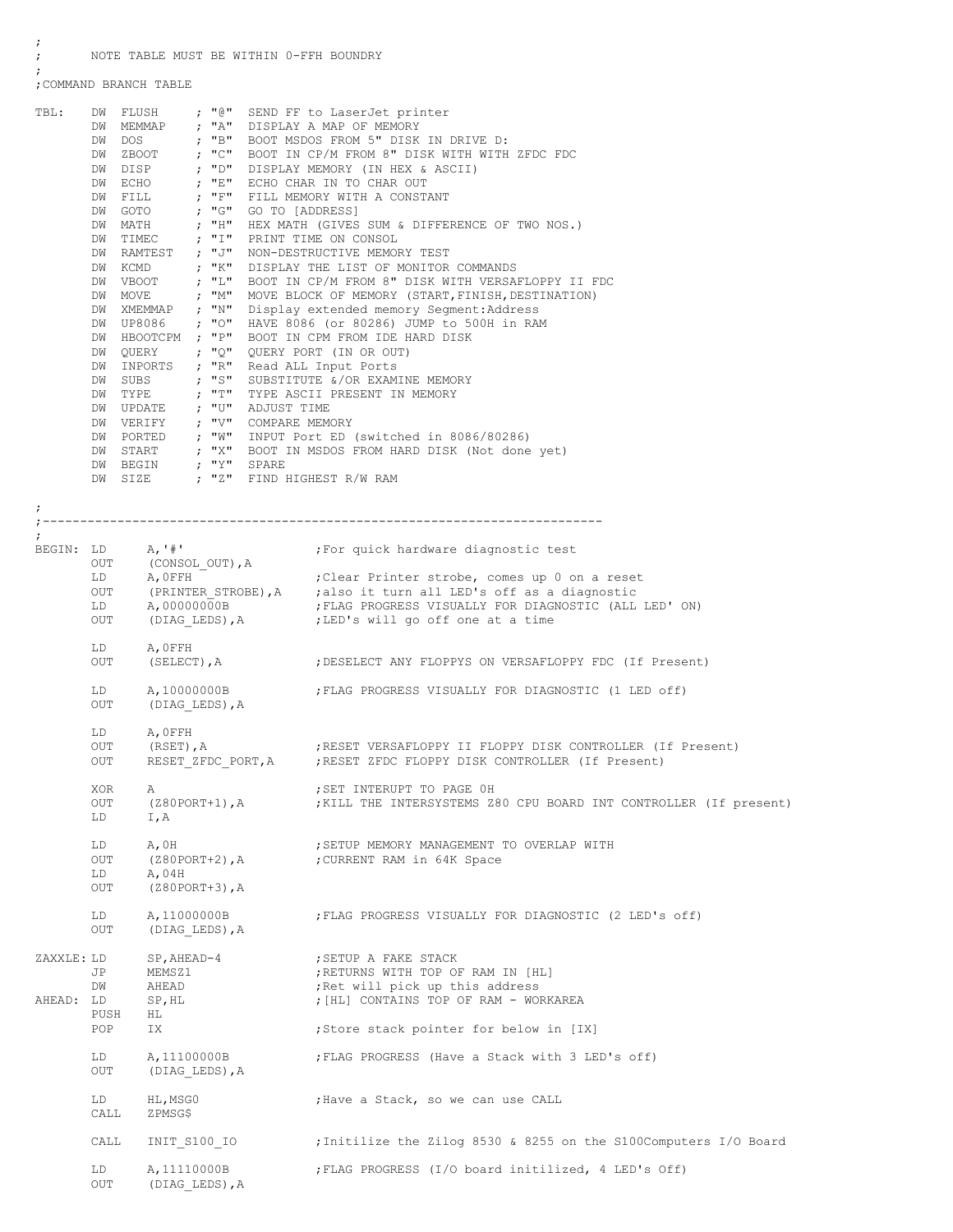```
;
;       NOTE TABLE MUST BE WITHIN 0-FFH BOUNDRY
;
;COMMAND BRANCH TABLE

TBL:    DW  FLUSH     ; "@"  SEND FF to LaserJet printer
        DW  MEMMAP    ; "A"  DISPLAY A MAP OF MEMORY
        DW  DOS       ; "B"  BOOT MSDOS FROM 5" DISK IN DRIVE D:
        DW  ZBOOT     ; "C"  BOOT IN CP/M FROM 8" DISK WITH WITH ZFDC FDC
        DW  DISP      ; "D"  DISPLAY MEMORY (IN HEX & ASCII)
        DW  ECHO      ; "E"  ECHO CHAR IN TO CHAR OUT
        DW  FILL      ; "F"  FILL MEMORY WITH A CONSTANT
        DW  GOTO      ; "G"  GO TO [ADDRESS]
        DW  MATH      ; "H"  HEX MATH (GIVES SUM & DIFFERENCE OF TWO NOS.)
        DW  TIMEC     ; "I"  PRINT TIME ON CONSOL
        DW  RAMTEST   ; "J"  NON-DESTRUCTIVE MEMORY TEST
        DW  KCMD      ; "K"  DISPLAY THE LIST OF MONITOR COMMANDS
        DW  VBOOT     ; "L"  BOOT IN CP/M FROM 8" DISK WITH VERSAFLOPPY II FDC
        DW  MOVE      ; "M"  MOVE BLOCK OF MEMORY (START,FINISH,DESTINATION)
        DW  XMEMMAP   ; "N"  Display extended memory Segment:Address
        DW  UP8086    ; "O"  HAVE 8086 (or 80286) JUMP to 500H in RAM
        DW  HBOOTCPM  ; "P"  BOOT IN CPM FROM IDE HARD DISK
        DW  QUERY     ; "Q"  QUERY PORT (IN OR OUT)
        DW  INPORTS   ; "R"  Read ALL Input Ports
        DW  SUBS      ; "S"  SUBSTITUTE &/OR EXAMINE MEMORY
        DW  TYPE      ; "T"  TYPE ASCII PRESENT IN MEMORY
        DW  UPDATE    ; "U"  ADJUST TIME
        DW  VERIFY    ; "V"  COMPARE MEMORY
        DW  PORTED    ; "W"  INPUT Port ED (switched in 8086/80286)
        DW  START     ; "X"  BOOT IN MSDOS FROM HARD DISK (Not done yet)
        DW  BEGIN     ; "Y"  SPARE
        DW  SIZE      ; "Z"  FIND HIGHEST R/W RAM

;
;-------------------------------------------------------------------------
;
BEGIN:  LD      A,'#'                   ;For quick hardware diagnostic test
        OUT     (CONSOL_OUT),A
        LD      A,0FFH                  ;Clear Printer strobe, comes up 0 on a reset
        OUT     (PRINTER_STROBE),A      ;also it turn all LED's off as a diagnostic
        LD      A,00000000B             ;FLAG PROGRESS VISUALLY FOR DIAGNOSTIC (ALL LED' ON)
        OUT     (DIAG_LEDS),A           ;LED's will go off one at a time

        LD      A,0FFH
        OUT     (SELECT),A              ;DESELECT ANY FLOPPYS ON VERSAFLOPPY FDC (If Present)

        LD      A,10000000B             ;FLAG PROGRESS VISUALLY FOR DIAGNOSTIC (1 LED off)
        OUT     (DIAG_LEDS),A

        LD      A,0FFH
        OUT     (RSET),A                ;RESET VERSAFLOPPY II FLOPPY DISK CONTROLLER (If Present)
        OUT     RESET_ZFDC_PORT,A       ;RESET ZFDC FLOPPY DISK CONTROLLER (If Present)

        XOR     A                       ;SET INTERUPT TO PAGE 0H
        OUT     (Z80PORT+1),A           ;KILL THE INTERSYSTEMS Z80 CPU BOARD INT CONTROLLER (If present)
        LD      I,A

        LD      A,0H                    ;SETUP MEMORY MANAGEMENT TO OVERLAP WITH
        OUT     (Z80PORT+2),A           ;CURRENT RAM in 64K Space
        LD      A,04H
        OUT     (Z80PORT+3),A

        LD      A,11000000B             ;FLAG PROGRESS VISUALLY FOR DIAGNOSTIC (2 LED's off)
        OUT     (DIAG_LEDS),A

ZAXXLE: LD      SP,AHEAD-4              ;SETUP A FAKE STACK
        JP      MEMSZ1                  ;RETURNS WITH TOP OF RAM IN [HL]
        DW      AHEAD                   ;Ret will pick up this address
AHEAD:  LD      SP,HL                   ;[HL] CONTAINS TOP OF RAM - WORKAREA
        PUSH    HL
        POP     IX                      ;Store stack pointer for below in [IX]

        LD      A,11100000B             ;FLAG PROGRESS (Have a Stack with 3 LED's off)
        OUT     (DIAG_LEDS),A

        LD      HL,MSG0                 ;Have a Stack, so we can use CALL
        CALL    ZPMSG$

        CALL    INIT_S100_IO            ;Initilize the Zilog 8530 & 8255 on the S100Computers I/O Board

        LD      A,11110000B             ;FLAG PROGRESS (I/O board initilized, 4 LED's Off)
        OUT     (DIAG_LEDS),A
```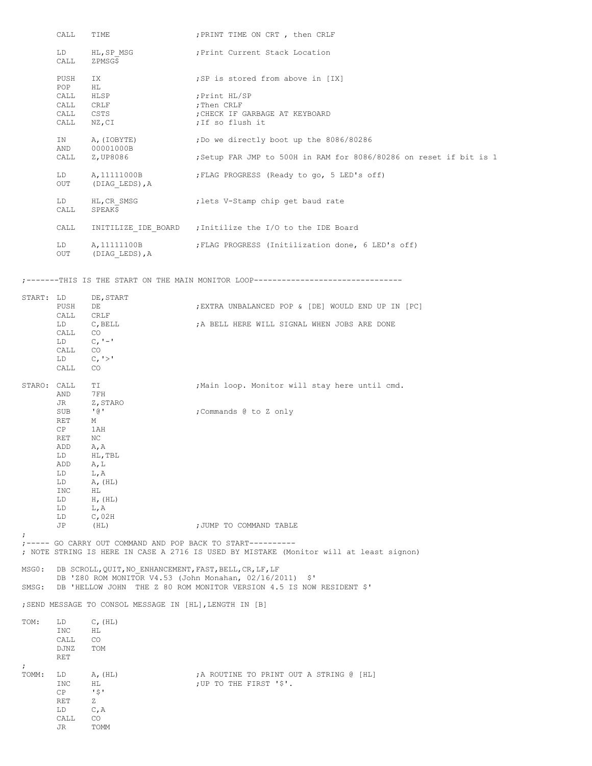```
        CALL    TIME                    ;PRINT TIME ON CRT , then CRLF

        LD      HL,SP_MSG               ;Print Current Stack Location
        CALL    ZPMSG$

        PUSH    IX                      ;SP is stored from above in [IX]
        POP     HL
        CALL    HLSP                    ;Print HL/SP
        CALL    CRLF                    ;Then CRLF
        CALL    CSTS                    ;CHECK IF GARBAGE AT KEYBOARD
        CALL    NZ,CI                   ;If so flush it

        IN      A,(IOBYTE)              ;Do we directly boot up the 8086/80286
        AND     00001000B
        CALL    Z,UP8086                ;Setup FAR JMP to 500H in RAM for 8086/80286 on reset if bit is 1

        LD      A,11111000B             ;FLAG PROGRESS (Ready to go, 5 LED's off)
        OUT     (DIAG_LEDS),A

        LD      HL,CR_SMSG              ;lets V-Stamp chip get baud rate
        CALL    SPEAK$

        CALL    INITILIZE_IDE_BOARD     ;Initilize the I/O to the IDE Board

        LD      A,11111100B             ;FLAG PROGRESS (Initilization done, 6 LED's off)
        OUT     (DIAG_LEDS),A


;-------THIS IS THE START ON THE MAIN MONITOR LOOP--------------------------------

START:  LD      DE,START
        PUSH    DE                      ;EXTRA UNBALANCED POP & [DE] WOULD END UP IN [PC]
        CALL    CRLF
        LD      C,BELL                  ;A BELL HERE WILL SIGNAL WHEN JOBS ARE DONE
        CALL    CO
        LD      C,'-'
        CALL    CO
        LD      C,'>'
        CALL    CO

STARO:  CALL    TI                      ;Main loop. Monitor will stay here until cmd.
        AND     7FH
        JR      Z,STARO
        SUB     '@'                     ;Commands @ to Z only
        RET     M
        CP      1AH
        RET     NC
        ADD     A,A
        LD      HL,TBL
        ADD     A,L
        LD      L,A
        LD      A,(HL)
        INC     HL
        LD      H,(HL)
        LD      L,A
        LD      C,02H
        JP      (HL)                    ;JUMP TO COMMAND TABLE
;
;----- GO CARRY OUT COMMAND AND POP BACK TO START----------
; NOTE STRING IS HERE IN CASE A 2716 IS USED BY MISTAKE (Monitor will at least signon)

MSG0:   DB SCROLL,QUIT,NO_ENHANCEMENT,FAST,BELL,CR,LF,LF
        DB 'Z80 ROM MONITOR V4.53 (John Monahan, 02/16/2011)  $'
SMSG:   DB 'HELLOW JOHN  THE Z 80 ROM MONITOR VERSION 4.5 IS NOW RESIDENT $'

;SEND MESSAGE TO CONSOL MESSAGE IN [HL],LENGTH IN [B]

TOM:    LD      C,(HL)
        INC     HL
        CALL    CO
        DJNZ    TOM
        RET
;
TOMM:   LD      A,(HL)                  ;A ROUTINE TO PRINT OUT A STRING @ [HL]
        INC     HL                      ;UP TO THE FIRST '$'.
        CP      '$'
        RET     Z
        LD      C,A
        CALL    CO
        JR      TOMM
```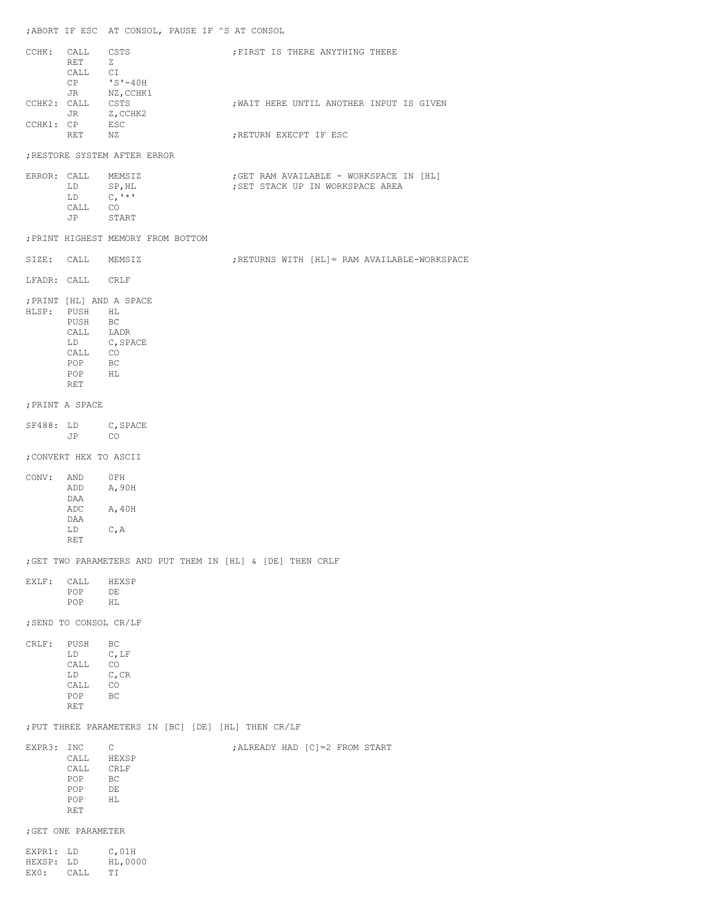```
;ABORT IF ESC  AT CONSOL, PAUSE IF ^S AT CONSOL

CCHK:  CALL   CSTS                  ;FIRST IS THERE ANYTHING THERE
       RET    Z
       CALL   CI
       CP     'S'-40H
       JR     NZ,CCHK1
CCHK2: CALL   CSTS                  ;WAIT HERE UNTIL ANOTHER INPUT IS GIVEN
       JR     Z,CCHK2
CCHK1: CP     ESC
       RET    NZ                    ;RETURN EXECPT IF ESC

;RESTORE SYSTEM AFTER ERROR

ERROR: CALL   MEMSIZ                ;GET RAM AVAILABLE - WORKSPACE IN [HL]
       LD     SP,HL                 ;SET STACK UP IN WORKSPACE AREA
       LD     C,'*'
       CALL   CO
       JP     START

;PRINT HIGHEST MEMORY FROM BOTTOM

SIZE:  CALL   MEMSIZ                ;RETURNS WITH [HL]= RAM AVAILABLE-WORKSPACE

LFADR: CALL   CRLF

;PRINT [HL] AND A SPACE
HLSP:  PUSH   HL
       PUSH   BC
       CALL   LADR
       LD     C,SPACE
       CALL   CO
       POP    BC
       POP    HL
       RET

;PRINT A SPACE

SF488: LD     C,SPACE
       JP     CO

;CONVERT HEX TO ASCII

CONV:  AND    0FH
       ADD    A,90H
       DAA
       ADC    A,40H
       DAA
       LD     C,A
       RET

;GET TWO PARAMETERS AND PUT THEM IN [HL] & [DE] THEN CRLF

EXLF:  CALL   HEXSP
       POP    DE
       POP    HL

;SEND TO CONSOL CR/LF

CRLF:  PUSH   BC
       LD     C,LF
       CALL   CO
       LD     C,CR
       CALL   CO
       POP    BC
       RET

;PUT THREE PARAMETERS IN [BC] [DE] [HL] THEN CR/LF

EXPR3: INC    C                     ;ALREADY HAD [C]=2 FROM START
       CALL   HEXSP
       CALL   CRLF
       POP    BC
       POP    DE
       POP    HL
       RET

;GET ONE PARAMETER

EXPR1: LD     C,01H
HEXSP: LD     HL,0000
EX0:   CALL   TI
```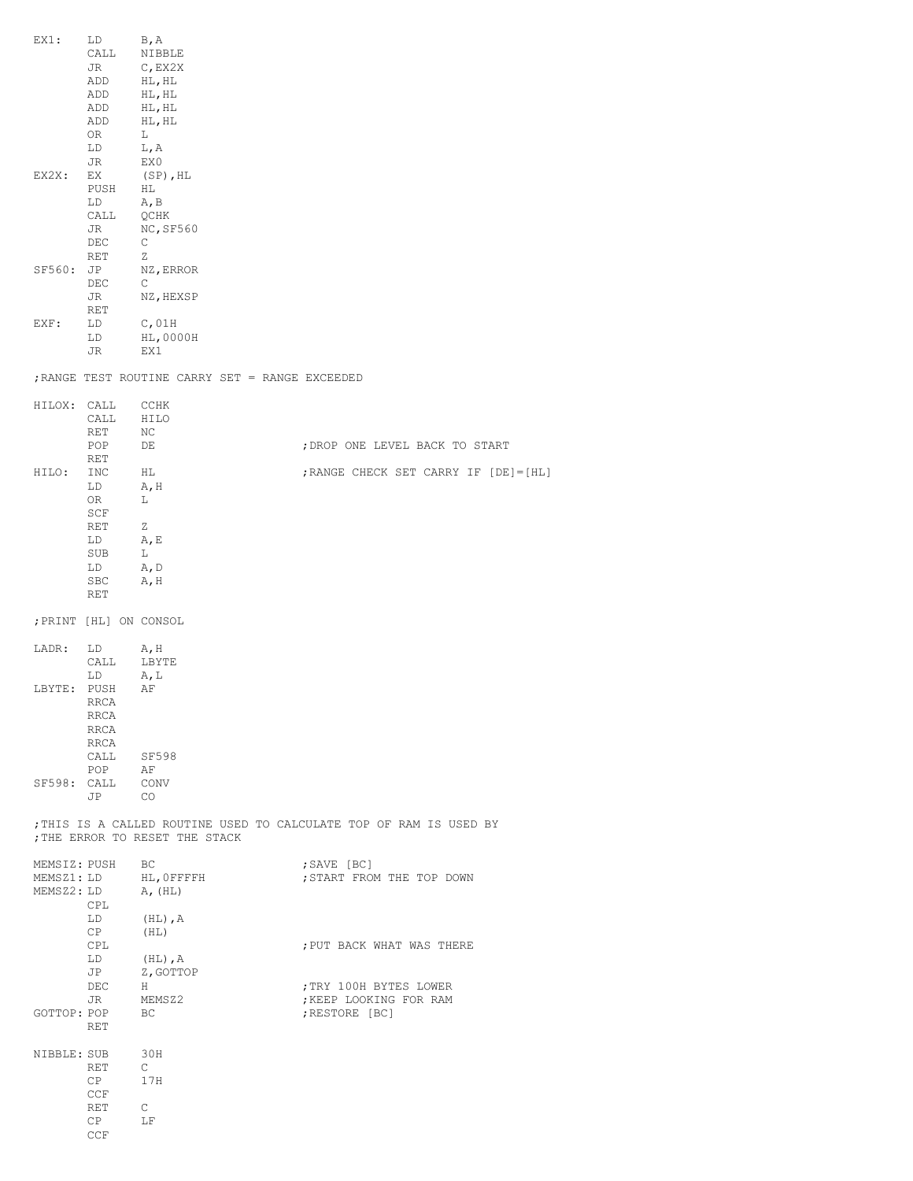```
EX1:    LD      B,A
        CALL    NIBBLE
        JR      C,EX2X
        ADD     HL,HL
        ADD     HL,HL
        ADD     HL,HL
        ADD     HL,HL
        OR      L
        LD      L,A
        JR      EX0
EX2X:   EX      (SP),HL
        PUSH    HL
        LD      A,B
        CALL    QCHK
        JR      NC,SF560
        DEC     C
        RET     Z
SF560:  JP      NZ,ERROR
        DEC     C
        JR      NZ,HEXSP
        RET
EXF:    LD      C,01H
        LD      HL,0000H
        JR      EX1

;RANGE TEST ROUTINE CARRY SET = RANGE EXCEEDED

HILOX:  CALL    CCHK
        CALL    HILO
        RET     NC
        POP     DE                      ;DROP ONE LEVEL BACK TO START
        RET
HILO:   INC     HL                      ;RANGE CHECK SET CARRY IF [DE]=[HL]
        LD      A,H
        OR      L
        SCF
        RET     Z
        LD      A,E
        SUB     L
        LD      A,D
        SBC     A,H
        RET

;PRINT [HL] ON CONSOL

LADR:   LD      A,H
        CALL    LBYTE
        LD      A,L
LBYTE:  PUSH    AF
        RRCA
        RRCA
        RRCA
        RRCA
        CALL    SF598
        POP     AF
SF598:  CALL    CONV
        JP      CO

;THIS IS A CALLED ROUTINE USED TO CALCULATE TOP OF RAM IS USED BY
;THE ERROR TO RESET THE STACK

MEMSIZ: PUSH    BC                      ;SAVE [BC]
MEMSZ1: LD      HL,0FFFFH               ;START FROM THE TOP DOWN
MEMSZ2: LD      A,(HL)
        CPL
        LD      (HL),A
        CP      (HL)
        CPL                             ;PUT BACK WHAT WAS THERE
        LD      (HL),A
        JP      Z,GOTTOP
        DEC     H                       ;TRY 100H BYTES LOWER
        JR      MEMSZ2                  ;KEEP LOOKING FOR RAM
GOTTOP: POP     BC                      ;RESTORE [BC]
        RET

NIBBLE: SUB     30H
        RET     C
        CP      17H
        CCF
        RET     C
        CP      LF
        CCF
```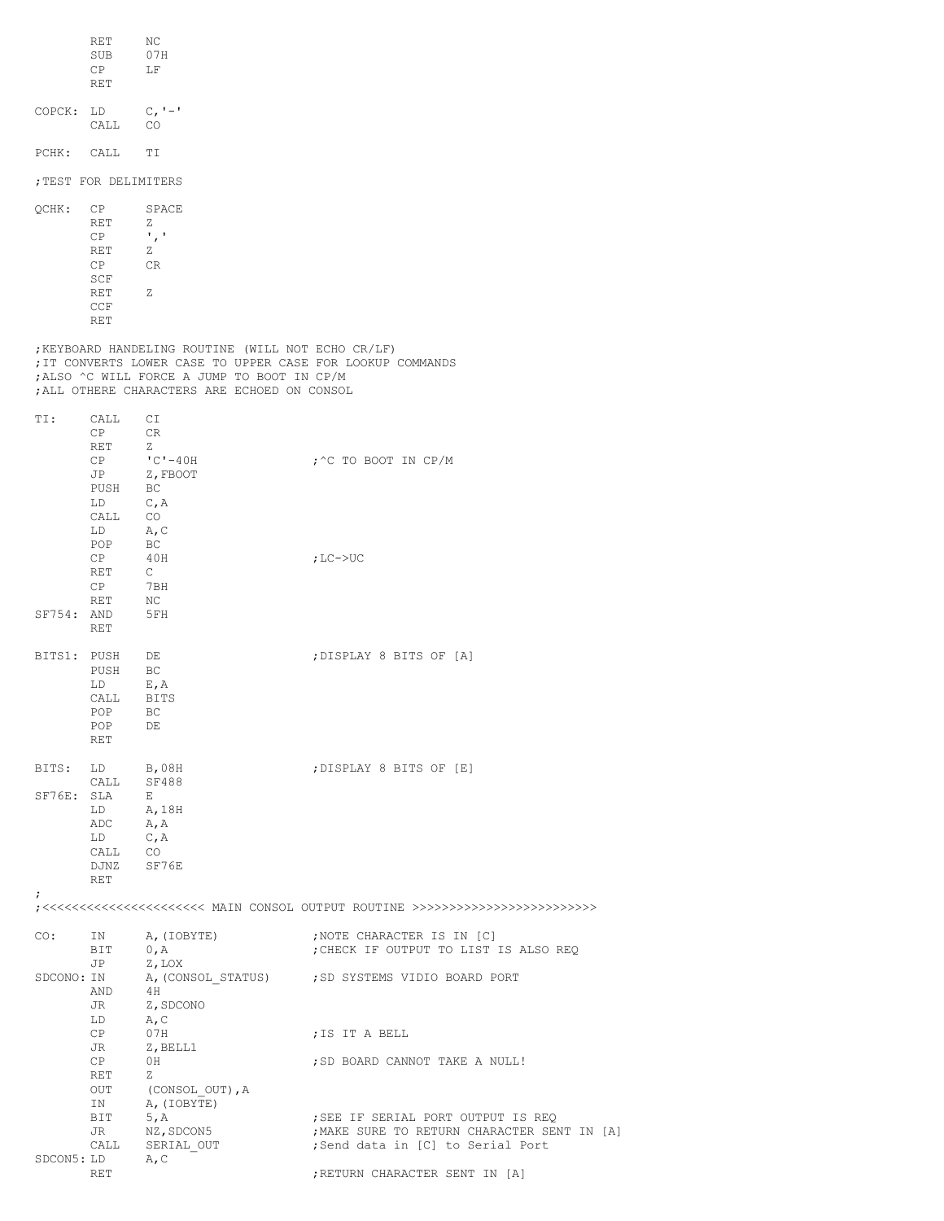```
        RET     NC
        SUB     07H
        CP      LF
        RET

COPCK:  LD      C,'-'
        CALL    CO

PCHK:   CALL    TI

;TEST FOR DELIMITERS

QCHK:   CP      SPACE
        RET     Z
        CP      ','
        RET     Z
        CP      CR
        SCF
        RET     Z
        CCF
        RET

;KEYBOARD HANDELING ROUTINE (WILL NOT ECHO CR/LF)
;IT CONVERTS LOWER CASE TO UPPER CASE FOR LOOKUP COMMANDS
;ALSO ^C WILL FORCE A JUMP TO BOOT IN CP/M
;ALL OTHERE CHARACTERS ARE ECHOED ON CONSOL

TI:     CALL    CI
        CP      CR
        RET     Z
        CP      'C'-40H                 ;^C TO BOOT IN CP/M
        JP      Z,FBOOT
        PUSH    BC
        LD      C,A
        CALL    CO
        LD      A,C
        POP     BC
        CP      40H                     ;LC->UC
        RET     C
        CP      7BH
        RET     NC
SF754:  AND     5FH
        RET

BITS1:  PUSH    DE                      ;DISPLAY 8 BITS OF [A]
        PUSH    BC
        LD      E,A
        CALL    BITS
        POP     BC
        POP     DE
        RET

BITS:   LD      B,08H                   ;DISPLAY 8 BITS OF [E]
        CALL    SF488
SF76E:  SLA     E
        LD      A,18H
        ADC     A,A
        LD      C,A
        CALL    CO
        DJNZ    SF76E
        RET
;
;<<<<<<<<<<<<<<<<<<<<<< MAIN CONSOL OUTPUT ROUTINE >>>>>>>>>>>>>>>>>>>>>>>>>

CO:     IN      A,(IOBYTE)              ;NOTE CHARACTER IS IN [C]
        BIT     0,A                     ;CHECK IF OUTPUT TO LIST IS ALSO REQ
        JP      Z,LOX
SDCONO: IN      A,(CONSOL_STATUS)       ;SD SYSTEMS VIDIO BOARD PORT
        AND     4H
        JR      Z,SDCONO
        LD      A,C
        CP      07H                     ;IS IT A BELL
        JR      Z,BELL1
        CP      0H                      ;SD BOARD CANNOT TAKE A NULL!
        RET     Z
        OUT     (CONSOL_OUT),A
        IN      A,(IOBYTE)
        BIT     5,A                     ;SEE IF SERIAL PORT OUTPUT IS REQ
        JR      NZ,SDCON5               ;MAKE SURE TO RETURN CHARACTER SENT IN [A]
        CALL    SERIAL_OUT              ;Send data in [C] to Serial Port
SDCON5: LD      A,C
        RET                             ;RETURN CHARACTER SENT IN [A]
```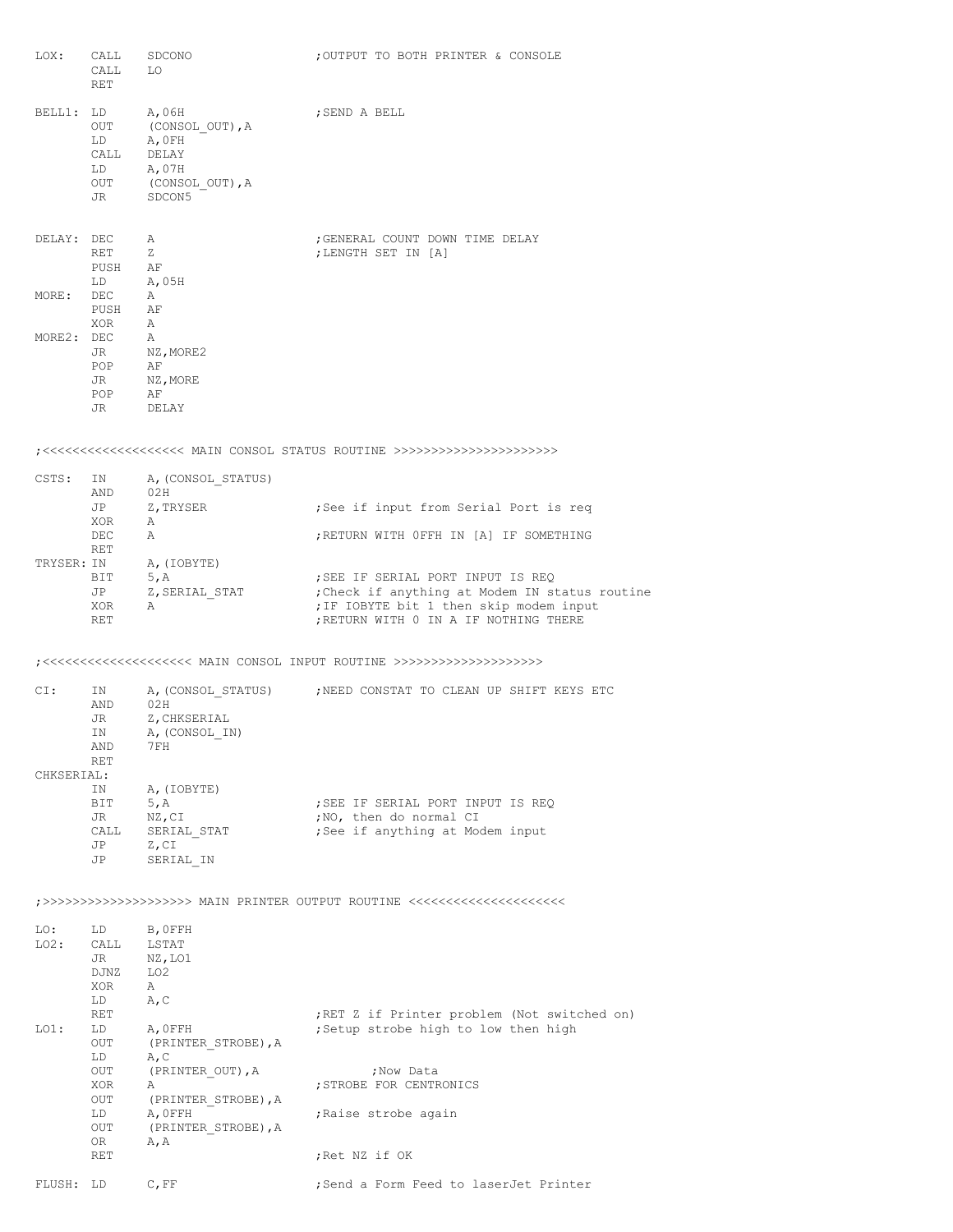```
LOX:    CALL    SDCONO                  ;OUTPUT TO BOTH PRINTER & CONSOLE
        CALL    LO
        RET

BELL1:  LD      A,06H                   ;SEND A BELL
        OUT     (CONSOL_OUT),A
        LD      A,0FH
        CALL    DELAY
        LD      A,07H
        OUT     (CONSOL_OUT),A
        JR      SDCON5


DELAY:  DEC     A                       ;GENERAL COUNT DOWN TIME DELAY
        RET     Z                       ;LENGTH SET IN [A]
        PUSH    AF
        LD      A,05H
MORE:   DEC     A
        PUSH    AF
        XOR     A
MORE2:  DEC     A
        JR      NZ,MORE2
        POP     AF
        JR      NZ,MORE
        POP     AF
        JR      DELAY


;<<<<<<<<<<<<<<<<<<< MAIN CONSOL STATUS ROUTINE >>>>>>>>>>>>>>>>>>>>>>

CSTS:   IN      A,(CONSOL_STATUS)
        AND     02H
        JP      Z,TRYSER                ;See if input from Serial Port is req
        XOR     A
        DEC     A                       ;RETURN WITH 0FFH IN [A] IF SOMETHING
        RET
TRYSER: IN      A,(IOBYTE)
        BIT     5,A                     ;SEE IF SERIAL PORT INPUT IS REQ
        JP      Z,SERIAL_STAT           ;Check if anything at Modem IN status routine
        XOR     A                       ;IF IOBYTE bit 1 then skip modem input
        RET                             ;RETURN WITH 0 IN A IF NOTHING THERE


;<<<<<<<<<<<<<<<<<<<< MAIN CONSOL INPUT ROUTINE >>>>>>>>>>>>>>>>>>>>

CI:     IN      A,(CONSOL_STATUS)       ;NEED CONSTAT TO CLEAN UP SHIFT KEYS ETC
        AND     02H
        JR      Z,CHKSERIAL
        IN      A,(CONSOL_IN)
        AND     7FH
        RET
CHKSERIAL:
        IN      A,(IOBYTE)
        BIT     5,A                     ;SEE IF SERIAL PORT INPUT IS REQ
        JR      NZ,CI                   ;NO, then do normal CI
        CALL    SERIAL_STAT             ;See if anything at Modem input
        JP      Z,CI
        JP      SERIAL_IN


;>>>>>>>>>>>>>>>>>>>> MAIN PRINTER OUTPUT ROUTINE <<<<<<<<<<<<<<<<<<<<<

LO:     LD      B,0FFH
LO2:    CALL    LSTAT
        JR      NZ,LO1
        DJNZ    LO2
        XOR     A
        LD      A,C
        RET                             ;RET Z if Printer problem (Not switched on)
LO1:    LD      A,0FFH                  ;Setup strobe high to low then high
        OUT     (PRINTER_STROBE),A
        LD      A,C
        OUT     (PRINTER_OUT),A                 ;Now Data
        XOR     A                       ;STROBE FOR CENTRONICS
        OUT     (PRINTER_STROBE),A
        LD      A,0FFH                  ;Raise strobe again
        OUT     (PRINTER_STROBE),A
        OR      A,A
        RET                             ;Ret NZ if OK

FLUSH:  LD      C,FF                    ;Send a Form Feed to laserJet Printer
```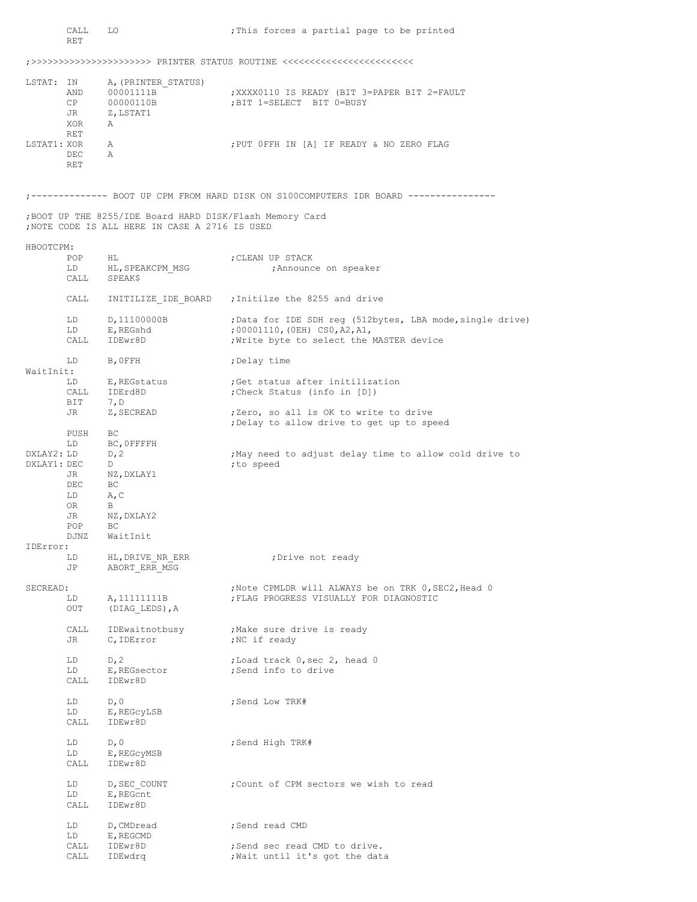```
        CALL    LO                      ;This forces a partial page to be printed
        RET

;>>>>>>>>>>>>>>>>>>>>>>> PRINTER STATUS ROUTINE <<<<<<<<<<<<<<<<<<<<<<<<

LSTAT:  IN      A,(PRINTER_STATUS)
        AND     00001111B               ;XXXX0110 IS READY (BIT 3=PAPER BIT 2=FAULT
        CP      00000110B               ;BIT 1=SELECT  BIT 0=BUSY
        JR      Z,LSTAT1
        XOR     A
        RET
LSTAT1: XOR     A                       ;PUT 0FFH IN [A] IF READY & NO ZERO FLAG
        DEC     A
        RET


;-------------- BOOT UP CPM FROM HARD DISK ON S100COMPUTERS IDR BOARD ----------------

;BOOT UP THE 8255/IDE Board HARD DISK/Flash Memory Card
;NOTE CODE IS ALL HERE IN CASE A 2716 IS USED

HBOOTCPM:
        POP     HL                      ;CLEAN UP STACK
        LD      HL,SPEAKCPM_MSG                 ;Announce on speaker
        CALL    SPEAK$

        CALL    INITILIZE_IDE_BOARD     ;Initilze the 8255 and drive

        LD      D,11100000B             ;Data for IDE SDH reg (512bytes, LBA mode,single drive)
        LD      E,REGshd                ;00001110,(0EH) CS0,A2,A1,
        CALL    IDEwr8D                 ;Write byte to select the MASTER device

        LD      B,0FFH                  ;Delay time
WaitInit:
        LD      E,REGstatus             ;Get status after initilization
        CALL    IDErd8D                 ;Check Status (info in [D])
        BIT     7,D
        JR      Z,SECREAD               ;Zero, so all is OK to write to drive
                                        ;Delay to allow drive to get up to speed
        PUSH    BC
        LD      BC,0FFFFH
DXLAY2: LD      D,2                     ;May need to adjust delay time to allow cold drive to
DXLAY1: DEC     D                       ;to speed
        JR      NZ,DXLAY1
        DEC     BC
        LD      A,C
        OR      B
        JR      NZ,DXLAY2
        POP     BC
        DJNZ    WaitInit
IDError:
        LD      HL,DRIVE_NR_ERR                 ;Drive not ready
        JP      ABORT_ERR_MSG

SECREAD:                                ;Note CPMLDR will ALWAYS be on TRK 0,SEC2,Head 0
        LD      A,11111111B             ;FLAG PROGRESS VISUALLY FOR DIAGNOSTIC
        OUT     (DIAG_LEDS),A

        CALL    IDEwaitnotbusy          ;Make sure drive is ready
        JR      C,IDError               ;NC if ready

        LD      D,2                     ;Load track 0,sec 2, head 0
        LD      E,REGsector             ;Send info to drive
        CALL    IDEwr8D

        LD      D,0                     ;Send Low TRK#
        LD      E,REGcyLSB
        CALL    IDEwr8D

        LD      D,0                     ;Send High TRK#
        LD      E,REGcyMSB
        CALL    IDEwr8D

        LD      D,SEC_COUNT             ;Count of CPM sectors we wish to read
        LD      E,REGcnt
        CALL    IDEwr8D

        LD      D,CMDread               ;Send read CMD
        LD      E,REGCMD
        CALL    IDEwr8D                 ;Send sec read CMD to drive.
        CALL    IDEwdrq                 ;Wait until it's got the data
```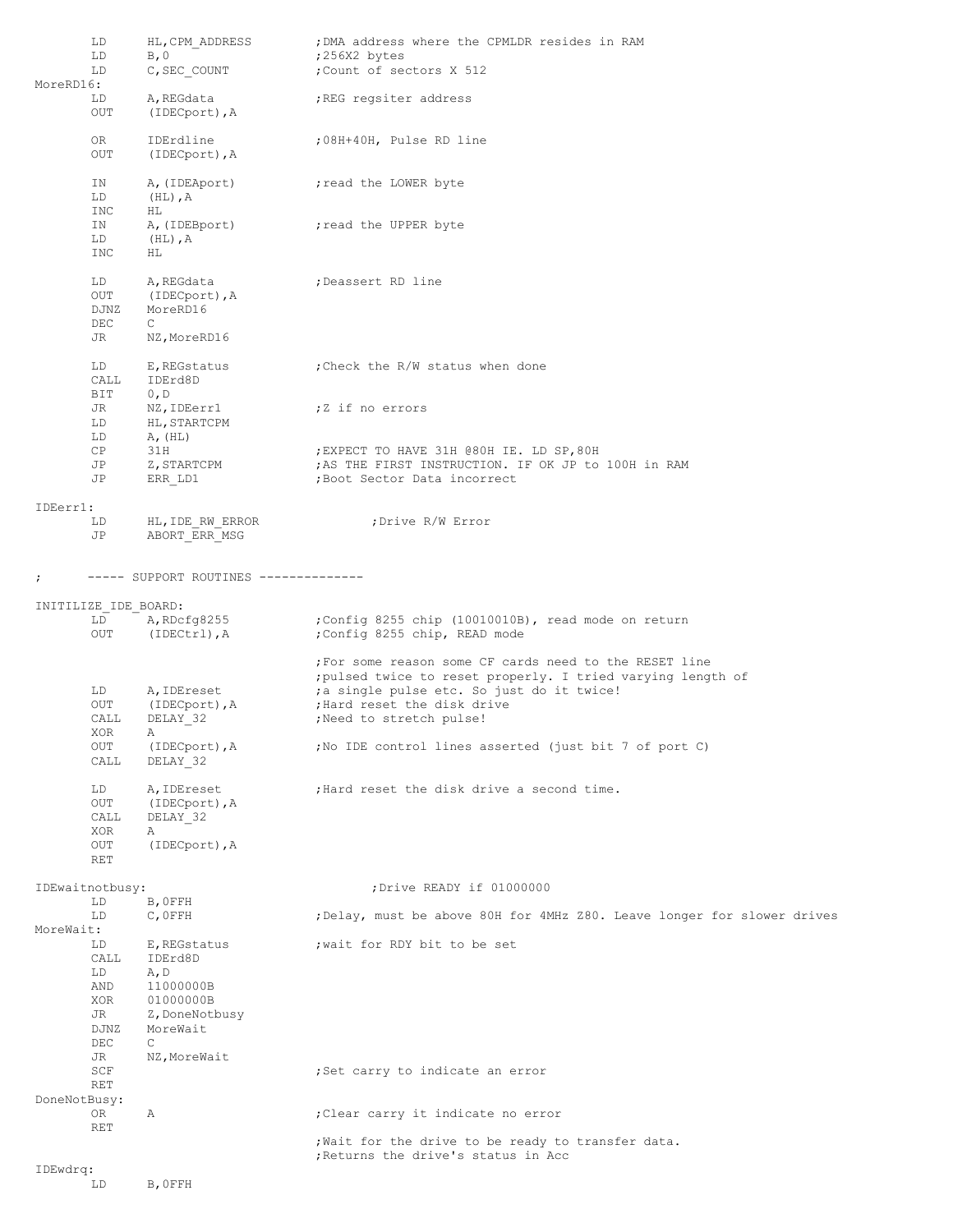```
        LD      HL,CPM_ADDRESS          ;DMA address where the CPMLDR resides in RAM
        LD      B,0                     ;256X2 bytes
        LD      C,SEC_COUNT             ;Count of sectors X 512
MoreRD16:
        LD      A,REGdata               ;REG regsiter address
        OUT     (IDECport),A

        OR      IDErdline               ;08H+40H, Pulse RD line
        OUT     (IDECport),A

        IN      A,(IDEAport)            ;read the LOWER byte
        LD      (HL),A
        INC     HL
        IN      A,(IDEBport)            ;read the UPPER byte
        LD      (HL),A
        INC     HL

        LD      A,REGdata               ;Deassert RD line
        OUT     (IDECport),A
        DJNZ    MoreRD16
        DEC     C
        JR      NZ,MoreRD16

        LD      E,REGstatus             ;Check the R/W status when done
        CALL    IDErd8D
        BIT     0,D
        JR      NZ,IDEerr1              ;Z if no errors
        LD      HL,STARTCPM
        LD      A,(HL)
        CP      31H                     ;EXPECT TO HAVE 31H @80H IE. LD SP,80H
        JP      Z,STARTCPM              ;AS THE FIRST INSTRUCTION. IF OK JP to 100H in RAM
        JP      ERR_LD1                 ;Boot Sector Data incorrect

IDEerr1:
        LD      HL,IDE_RW_ERROR                 ;Drive R/W Error
        JP      ABORT_ERR_MSG


;       ----- SUPPORT ROUTINES --------------

INITILIZE_IDE_BOARD:
        LD      A,RDcfg8255             ;Config 8255 chip (10010010B), read mode on return
        OUT     (IDECtrl),A             ;Config 8255 chip, READ mode

                                        ;For some reason some CF cards need to the RESET line
                                        ;pulsed twice to reset properly. I tried varying length of
        LD      A,IDEreset              ;a single pulse etc. So just do it twice!
        OUT     (IDECport),A            ;Hard reset the disk drive
        CALL    DELAY_32                ;Need to stretch pulse!
        XOR     A
        OUT     (IDECport),A            ;No IDE control lines asserted (just bit 7 of port C)
        CALL    DELAY_32

        LD      A,IDEreset              ;Hard reset the disk drive a second time.
        OUT     (IDECport),A
        CALL    DELAY_32
        XOR     A
        OUT     (IDECport),A
        RET

IDEwaitnotbusy:                                 ;Drive READY if 01000000
        LD      B,0FFH
        LD      C,0FFH                  ;Delay, must be above 80H for 4MHz Z80. Leave longer for slower drives
MoreWait:
        LD      E,REGstatus             ;wait for RDY bit to be set
        CALL    IDErd8D
        LD      A,D
        AND     11000000B
        XOR     01000000B
        JR      Z,DoneNotbusy
        DJNZ    MoreWait
        DEC     C
        JR      NZ,MoreWait
        SCF                             ;Set carry to indicate an error
        RET
DoneNotBusy:
        OR      A                       ;Clear carry it indicate no error
        RET
                                        ;Wait for the drive to be ready to transfer data.
                                        ;Returns the drive's status in Acc
IDEwdrq:
        LD      B,0FFH
```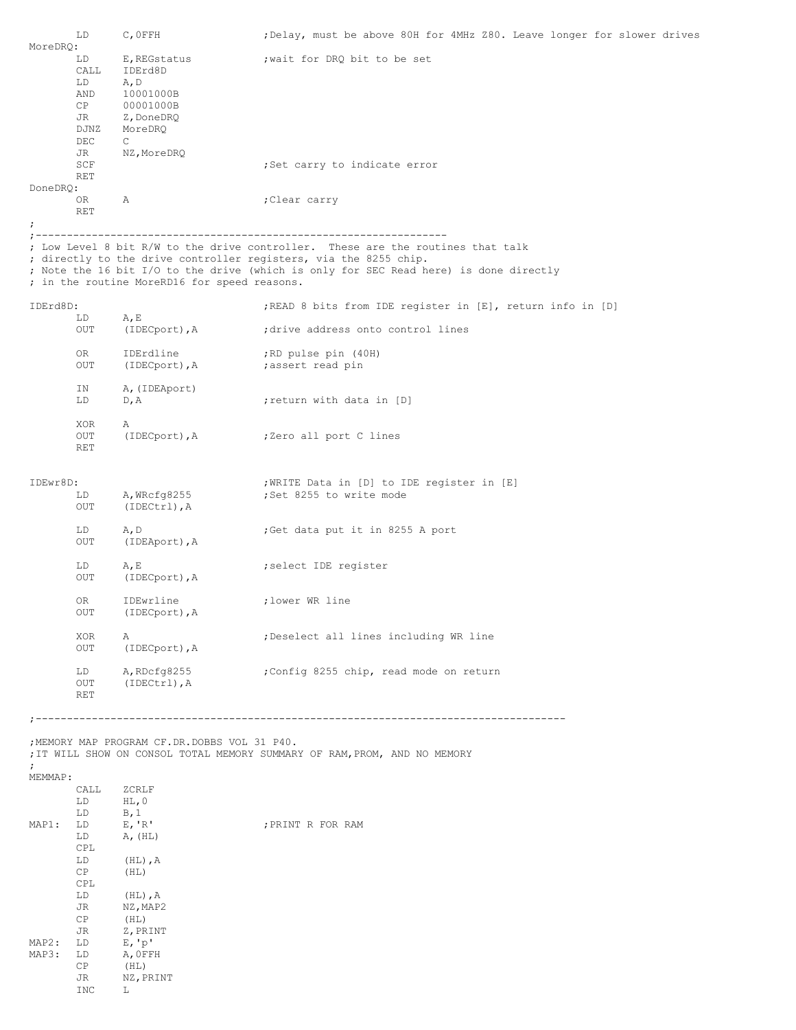```
        LD      C,0FFH                  ;Delay, must be above 80H for 4MHz Z80. Leave longer for slower drives
MoreDRQ:
        LD      E,REGstatus             ;wait for DRQ bit to be set
        CALL    IDErd8D
        LD      A,D
        AND     10001000B
        CP      00001000B
        JR      Z,DoneDRQ
        DJNZ    MoreDRQ
        DEC     C
        JR      NZ,MoreDRQ
        SCF                             ;Set carry to indicate error
        RET
DoneDRQ:
        OR      A                       ;Clear carry
        RET
;
;------------------------------------------------------------------
; Low Level 8 bit R/W to the drive controller.  These are the routines that talk
; directly to the drive controller registers, via the 8255 chip.
; Note the 16 bit I/O to the drive (which is only for SEC Read here) is done directly
; in the routine MoreRD16 for speed reasons.

IDErd8D:                                ;READ 8 bits from IDE register in [E], return info in [D]
        LD      A,E
        OUT     (IDECport),A            ;drive address onto control lines

        OR      IDErdline               ;RD pulse pin (40H)
        OUT     (IDECport),A            ;assert read pin

        IN      A,(IDEAport)
        LD      D,A                     ;return with data in [D]

        XOR     A
        OUT     (IDECport),A            ;Zero all port C lines
        RET


IDEwr8D:                                ;WRITE Data in [D] to IDE register in [E]
        LD      A,WRcfg8255             ;Set 8255 to write mode
        OUT     (IDECtrl),A

        LD      A,D                     ;Get data put it in 8255 A port
        OUT     (IDEAport),A

        LD      A,E                     ;select IDE register
        OUT     (IDECport),A

        OR      IDEwrline               ;lower WR line
        OUT     (IDECport),A

        XOR     A                       ;Deselect all lines including WR line
        OUT     (IDECport),A

        LD      A,RDcfg8255             ;Config 8255 chip, read mode on return
        OUT     (IDECtrl),A
        RET

;------------------------------------------------------------------------------------

;MEMORY MAP PROGRAM CF.DR.DOBBS VOL 31 P40.
;IT WILL SHOW ON CONSOL TOTAL MEMORY SUMMARY OF RAM,PROM, AND NO MEMORY
;
MEMMAP:
        CALL    ZCRLF
        LD      HL,0
        LD      B,1
MAP1:   LD      E,'R'                   ;PRINT R FOR RAM
        LD      A,(HL)
        CPL
        LD      (HL),A
        CP      (HL)
        CPL
        LD      (HL),A
        JR      NZ,MAP2
        CP      (HL)
        JR      Z,PRINT
MAP2:   LD      E,'p'
MAP3:   LD      A,0FFH
        CP      (HL)
        JR      NZ,PRINT
        INC     L
```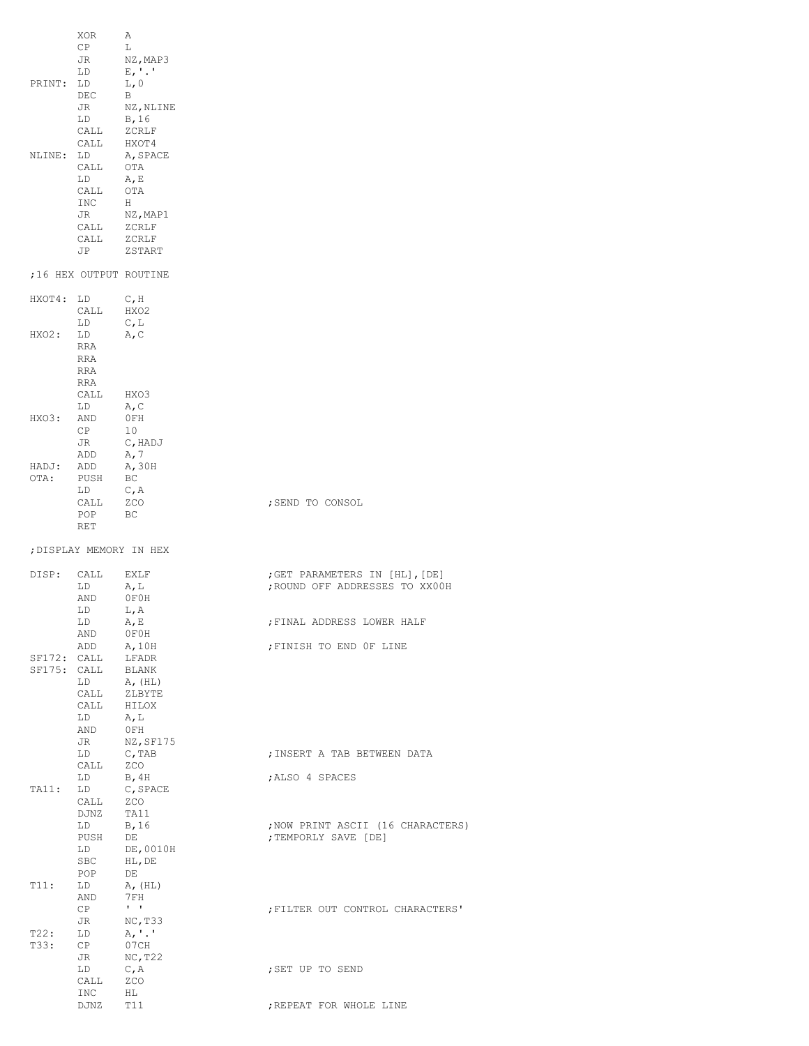```
        XOR     A
        CP      L
        JR      NZ,MAP3
        LD      E,'.'
PRINT:  LD      L,0
        DEC     B
        JR      NZ,NLINE
        LD      B,16
        CALL    ZCRLF
        CALL    HXOT4
NLINE:  LD      A,SPACE
        CALL    OTA
        LD      A,E
        CALL    OTA
        INC     H
        JR      NZ,MAP1
        CALL    ZCRLF
        CALL    ZCRLF
        JP      ZSTART

;16 HEX OUTPUT ROUTINE

HXOT4:  LD      C,H
        CALL    HXO2
        LD      C,L
HXO2:   LD      A,C
        RRA
        RRA
        RRA
        RRA
        CALL    HXO3
        LD      A,C
HXO3:   AND     0FH
        CP      10
        JR      C,HADJ
        ADD     A,7
HADJ:   ADD     A,30H
OTA:    PUSH    BC
        LD      C,A
        CALL    ZCO                             ;SEND TO CONSOL
        POP     BC
        RET

;DISPLAY MEMORY IN HEX

DISP:   CALL    EXLF                            ;GET PARAMETERS IN [HL],[DE]
        LD      A,L                             ;ROUND OFF ADDRESSES TO XX00H
        AND     0F0H
        LD      L,A
        LD      A,E                             ;FINAL ADDRESS LOWER HALF
        AND     0F0H
        ADD     A,10H                           ;FINISH TO END 0F LINE
SF172:  CALL    LFADR
SF175:  CALL    BLANK
        LD      A,(HL)
        CALL    ZLBYTE
        CALL    HILOX
        LD      A,L
        AND     0FH
        JR      NZ,SF175
        LD      C,TAB                           ;INSERT A TAB BETWEEN DATA
        CALL    ZCO
        LD      B,4H                            ;ALSO 4 SPACES
TA11:   LD      C,SPACE
        CALL    ZCO
        DJNZ    TA11
        LD      B,16                            ;NOW PRINT ASCII (16 CHARACTERS)
        PUSH    DE                              ;TEMPORLY SAVE [DE]
        LD      DE,0010H
        SBC     HL,DE
        POP     DE
T11:    LD      A,(HL)
        AND     7FH
        CP      ' '                             ;FILTER OUT CONTROL CHARACTERS'
        JR      NC,T33
T22:    LD      A,'.'
T33:    CP      07CH
        JR      NC,T22
        LD      C,A                             ;SET UP TO SEND
        CALL    ZCO
        INC     HL
        DJNZ    T11                             ;REPEAT FOR WHOLE LINE
```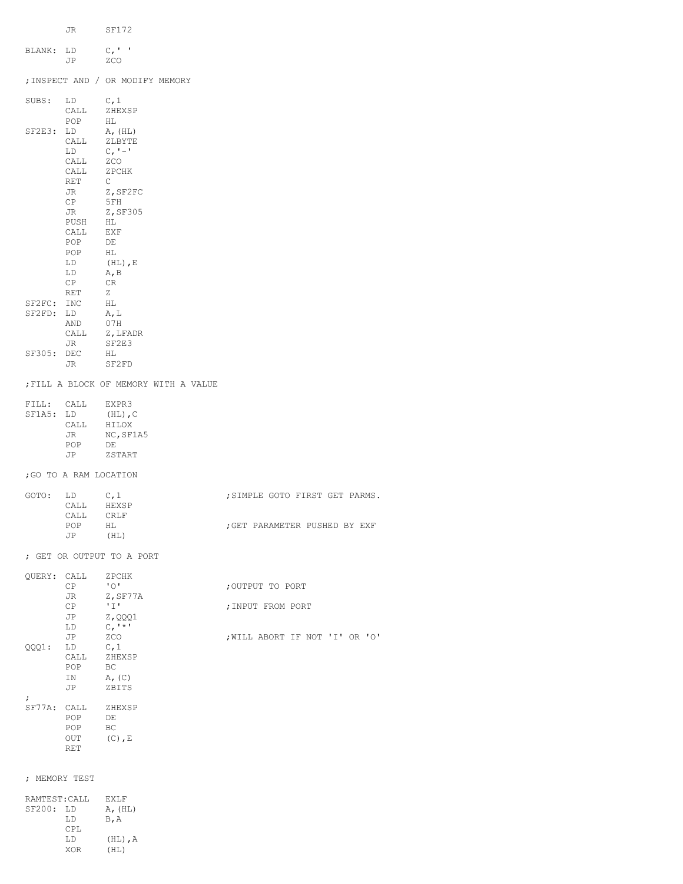```
        JR      SF172

BLANK:  LD      C,' '
        JP      ZCO

;INSPECT AND / OR MODIFY MEMORY

SUBS:   LD      C,1
        CALL    ZHEXSP
        POP     HL
SF2E3:  LD      A,(HL)
        CALL    ZLBYTE
        LD      C,'-'
        CALL    ZCO
        CALL    ZPCHK
        RET     C
        JR      Z,SF2FC
        CP      5FH
        JR      Z,SF305
        PUSH    HL
        CALL    EXF
        POP     DE
        POP     HL
        LD      (HL),E
        LD      A,B
        CP      CR
        RET     Z
SF2FC:  INC     HL
SF2FD:  LD      A,L
        AND     07H
        CALL    Z,LFADR
        JR      SF2E3
SF305:  DEC     HL
        JR      SF2FD

;FILL A BLOCK OF MEMORY WITH A VALUE

FILL:   CALL    EXPR3
SF1A5:  LD      (HL),C
        CALL    HILOX
        JR      NC,SF1A5
        POP     DE
        JP      ZSTART

;GO TO A RAM LOCATION

GOTO:   LD      C,1                     ;SIMPLE GOTO FIRST GET PARMS.
        CALL    HEXSP
        CALL    CRLF
        POP     HL                      ;GET PARAMETER PUSHED BY EXF
        JP      (HL)

; GET OR OUTPUT TO A PORT

QUERY:  CALL    ZPCHK
        CP      'O'                     ;OUTPUT TO PORT
        JR      Z,SF77A
        CP      'I'                     ;INPUT FROM PORT
        JP      Z,QQQ1
        LD      C,'*'
        JP      ZCO                     ;WILL ABORT IF NOT 'I' OR 'O'
QQQ1:   LD      C,1
        CALL    ZHEXSP
        POP     BC
        IN      A,(C)
        JP      ZBITS
;
SF77A:  CALL    ZHEXSP
        POP     DE
        POP     BC
        OUT     (C),E
        RET


; MEMORY TEST

RAMTEST:CALL    EXLF
SF200:  LD      A,(HL)
        LD      B,A
        CPL
        LD      (HL),A
        XOR     (HL)
```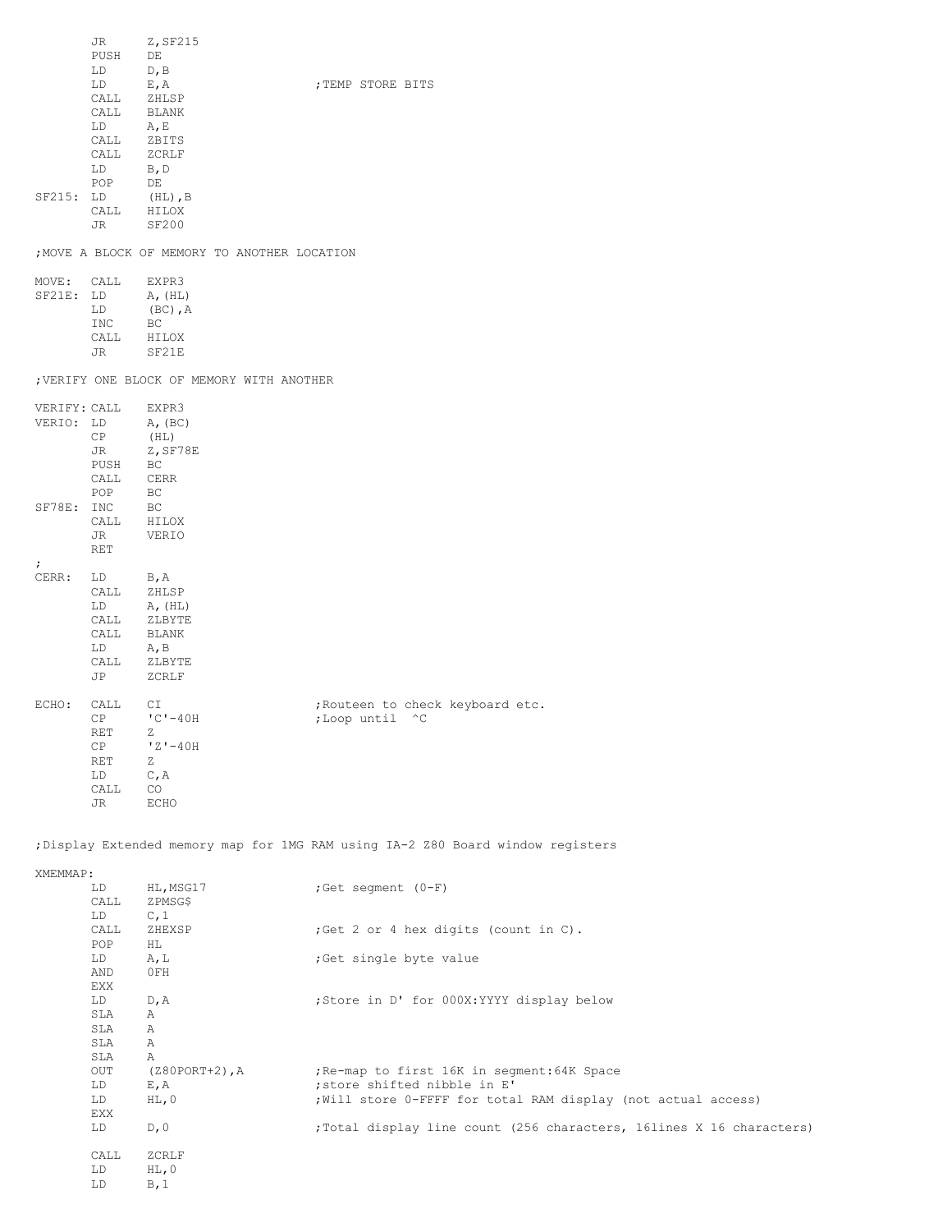```
        JR      Z,SF215
        PUSH    DE
        LD      D,B
        LD      E,A                     ;TEMP STORE BITS
        CALL    ZHLSP
        CALL    BLANK
        LD      A,E
        CALL    ZBITS
        CALL    ZCRLF
        LD      B,D
        POP     DE
SF215:  LD      (HL),B
        CALL    HILOX
        JR      SF200

;MOVE A BLOCK OF MEMORY TO ANOTHER LOCATION

MOVE:   CALL    EXPR3
SF21E:  LD      A,(HL)
        LD      (BC),A
        INC     BC
        CALL    HILOX
        JR      SF21E

;VERIFY ONE BLOCK OF MEMORY WITH ANOTHER

VERIFY: CALL    EXPR3
VERIO:  LD      A,(BC)
        CP      (HL)
        JR      Z,SF78E
        PUSH    BC
        CALL    CERR
        POP     BC
SF78E:  INC     BC
        CALL    HILOX
        JR      VERIO
        RET
;
CERR:   LD      B,A
        CALL    ZHLSP
        LD      A,(HL)
        CALL    ZLBYTE
        CALL    BLANK
        LD      A,B
        CALL    ZLBYTE
        JP      ZCRLF

ECHO:   CALL    CI                      ;Routeen to check keyboard etc.
        CP      'C'-40H                 ;Loop until  ^C
        RET     Z
        CP      'Z'-40H
        RET     Z
        LD      C,A
        CALL    CO
        JR      ECHO


;Display Extended memory map for 1MG RAM using IA-2 Z80 Board window registers

XMEMMAP:
        LD      HL,MSG17                ;Get segment (0-F)
        CALL    ZPMSG$
        LD      C,1
        CALL    ZHEXSP                  ;Get 2 or 4 hex digits (count in C).
        POP     HL
        LD      A,L                     ;Get single byte value
        AND     0FH
        EXX
        LD      D,A                     ;Store in D' for 000X:YYYY display below
        SLA     A
        SLA     A
        SLA     A
        SLA     A
        OUT     (Z80PORT+2),A           ;Re-map to first 16K in segment:64K Space
        LD      E,A                     ;store shifted nibble in E'
        LD      HL,0                    ;Will store 0-FFFF for total RAM display (not actual access)
        EXX
        LD      D,0                     ;Total display line count (256 characters, 16lines X 16 characters)

        CALL    ZCRLF
        LD      HL,0
        LD      B,1
```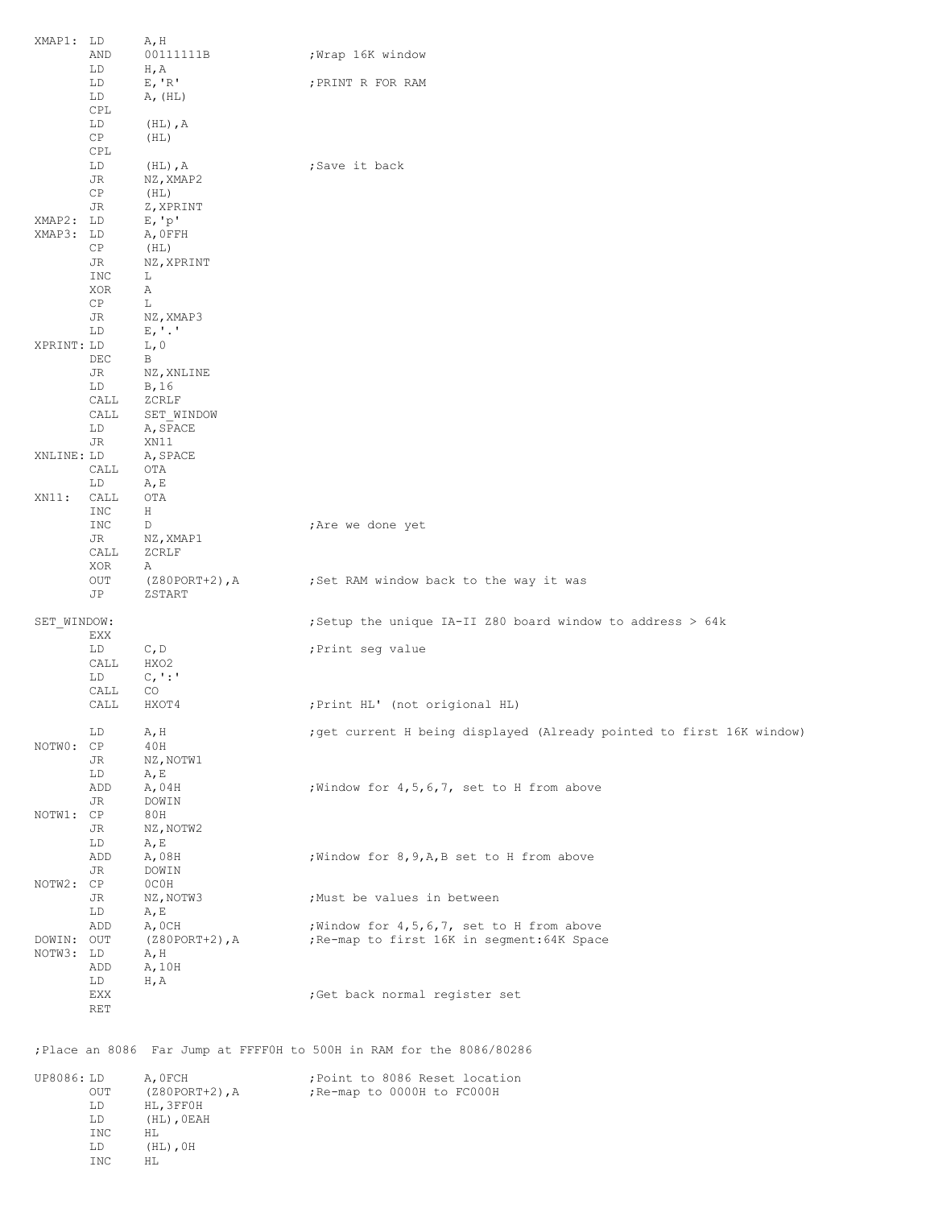```
XMAP1:  LD      A,H
        AND     00111111B               ;Wrap 16K window
        LD      H,A
        LD      E,'R'                   ;PRINT R FOR RAM
        LD      A,(HL)
        CPL
        LD      (HL),A
        CP      (HL)
        CPL
        LD      (HL),A                  ;Save it back
        JR      NZ,XMAP2
        CP      (HL)
        JR      Z,XPRINT
XMAP2:  LD      E,'p'
XMAP3:  LD      A,0FFH
        CP      (HL)
        JR      NZ,XPRINT
        INC     L
        XOR     A
        CP      L
        JR      NZ,XMAP3
        LD      E,'.'
XPRINT: LD      L,0
        DEC     B
        JR      NZ,XNLINE
        LD      B,16
        CALL    ZCRLF
        CALL    SET_WINDOW
        LD      A,SPACE
        JR      XN11
XNLINE: LD      A,SPACE
        CALL    OTA
        LD      A,E
XN11:   CALL    OTA
        INC     H
        INC     D                       ;Are we done yet
        JR      NZ,XMAP1
        CALL    ZCRLF
        XOR     A
        OUT     (Z80PORT+2),A           ;Set RAM window back to the way it was
        JP      ZSTART

SET_WINDOW:                             ;Setup the unique IA-II Z80 board window to address > 64k
        EXX
        LD      C,D                     ;Print seg value
        CALL    HXO2
        LD      C,':'
        CALL    CO
        CALL    HXOT4                   ;Print HL' (not origional HL)

        LD      A,H                     ;get current H being displayed (Already pointed to first 16K window)
NOTW0:  CP      40H
        JR      NZ,NOTW1
        LD      A,E
        ADD     A,04H                   ;Window for 4,5,6,7, set to H from above
        JR      DOWIN
NOTW1:  CP      80H
        JR      NZ,NOTW2
        LD      A,E
        ADD     A,08H                   ;Window for 8,9,A,B set to H from above
        JR      DOWIN
NOTW2:  CP      0C0H
        JR      NZ,NOTW3                ;Must be values in between
        LD      A,E
        ADD     A,0CH                   ;Window for 4,5,6,7, set to H from above
DOWIN:  OUT     (Z80PORT+2),A           ;Re-map to first 16K in segment:64K Space
NOTW3:  LD      A,H
        ADD     A,10H
        LD      H,A
        EXX                             ;Get back normal register set
        RET


;Place an 8086  Far Jump at FFFF0H to 500H in RAM for the 8086/80286

UP8086: LD      A,0FCH                  ;Point to 8086 Reset location
        OUT     (Z80PORT+2),A           ;Re-map to 0000H to FC000H
        LD      HL,3FF0H
        LD      (HL),0EAH
        INC     HL
        LD      (HL),0H
        INC     HL
```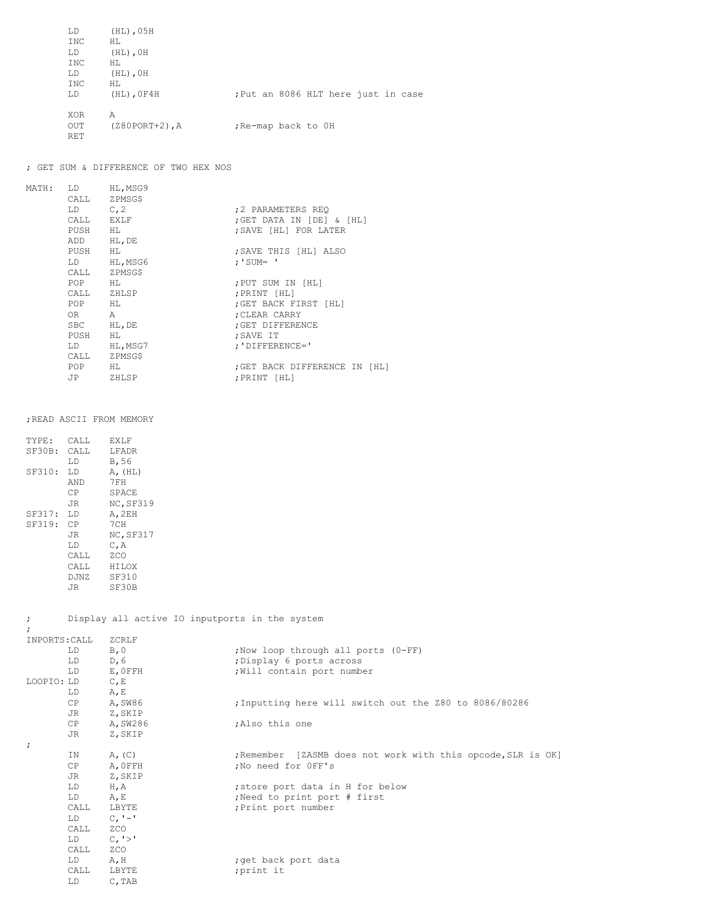```
        LD      (HL),05H
        INC     HL
        LD      (HL),0H
        INC     HL
        LD      (HL),0H
        INC     HL
        LD      (HL),0F4H               ;Put an 8086 HLT here just in case

        XOR     A
        OUT     (Z80PORT+2),A           ;Re-map back to 0H
        RET


; GET SUM & DIFFERENCE OF TWO HEX NOS

MATH:   LD      HL,MSG9
        CALL    ZPMSG$
        LD      C,2                     ;2 PARAMETERS REQ
        CALL    EXLF                    ;GET DATA IN [DE] & [HL]
        PUSH    HL                      ;SAVE [HL] FOR LATER
        ADD     HL,DE
        PUSH    HL                      ;SAVE THIS [HL] ALSO
        LD      HL,MSG6                 ;'SUM= '
        CALL    ZPMSG$
        POP     HL                      ;PUT SUM IN [HL]
        CALL    ZHLSP                   ;PRINT [HL]
        POP     HL                      ;GET BACK FIRST [HL]
        OR      A                       ;CLEAR CARRY
        SBC     HL,DE                   ;GET DIFFERENCE
        PUSH    HL                      ;SAVE IT
        LD      HL,MSG7                 ;'DIFFERENCE='
        CALL    ZPMSG$
        POP     HL                      ;GET BACK DIFFERENCE IN [HL]
        JP      ZHLSP                   ;PRINT [HL]



;READ ASCII FROM MEMORY

TYPE:   CALL    EXLF
SF30B:  CALL    LFADR
        LD      B,56
SF310:  LD      A,(HL)
        AND     7FH
        CP      SPACE
        JR      NC,SF319
SF317:  LD      A,2EH
SF319:  CP      7CH
        JR      NC,SF317
        LD      C,A
        CALL    ZCO
        CALL    HILOX
        DJNZ    SF310
        JR      SF30B


;       Display all active IO inputports in the system
;
INPORTS:CALL    ZCRLF
        LD      B,0                     ;Now loop through all ports (0-FF)
        LD      D,6                     ;Display 6 ports across
        LD      E,0FFH                  ;Will contain port number
LOOPIO: LD      C,E
        LD      A,E
        CP      A,SW86                  ;Inputting here will switch out the Z80 to 8086/80286
        JR      Z,SKIP
        CP      A,SW286                 ;Also this one
        JR      Z,SKIP
;
        IN      A,(C)                   ;Remember  [ZASMB does not work with this opcode,SLR is OK]
        CP      A,0FFH                  ;No need for 0FF's
        JR      Z,SKIP
        LD      H,A                     ;store port data in H for below
        LD      A,E                     ;Need to print port # first
        CALL    LBYTE                   ;Print port number
        LD      C,'-'
        CALL    ZCO
        LD      C,'>'
        CALL    ZCO
        LD      A,H                     ;get back port data
        CALL    LBYTE                   ;print it
        LD      C,TAB
```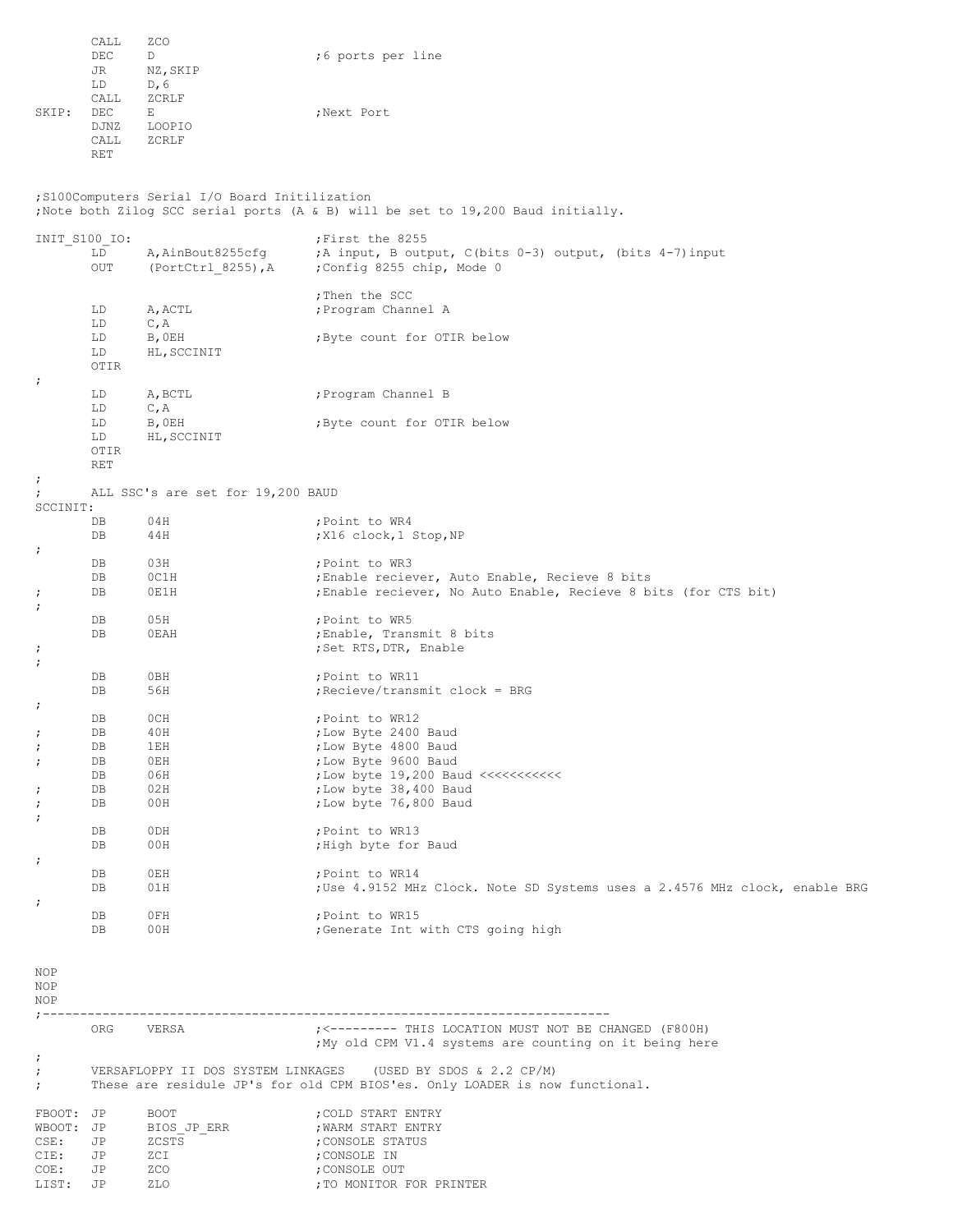```
        CALL    ZCO
        DEC     D                       ;6 ports per line
        JR      NZ,SKIP
        LD      D,6
        CALL    ZCRLF
SKIP:   DEC     E                       ;Next Port
        DJNZ    LOOPIO
        CALL    ZCRLF
        RET


;S100Computers Serial I/O Board Initilization
;Note both Zilog SCC serial ports (A & B) will be set to 19,200 Baud initially.

INIT_S100_IO:                           ;First the 8255
        LD      A,AinBout8255cfg        ;A input, B output, C(bits 0-3) output, (bits 4-7)input
        OUT     (PortCtrl_8255),A       ;Config 8255 chip, Mode 0

                                        ;Then the SCC
        LD      A,ACTL                  ;Program Channel A
        LD      C,A
        LD      B,0EH                   ;Byte count for OTIR below
        LD      HL,SCCINIT
        OTIR
;
        LD      A,BCTL                  ;Program Channel B
        LD      C,A
        LD      B,0EH                   ;Byte count for OTIR below
        LD      HL,SCCINIT
        OTIR
        RET
;
;       ALL SSC's are set for 19,200 BAUD
SCCINIT:
        DB      04H                     ;Point to WR4
        DB      44H                     ;X16 clock,1 Stop,NP
;
        DB      03H                     ;Point to WR3
        DB      0C1H                    ;Enable reciever, Auto Enable, Recieve 8 bits
;       DB      0E1H                    ;Enable reciever, No Auto Enable, Recieve 8 bits (for CTS bit)
;
        DB      05H                     ;Point to WR5
        DB      0EAH                    ;Enable, Transmit 8 bits
;                                       ;Set RTS,DTR, Enable
;
        DB      0BH                     ;Point to WR11
        DB      56H                     ;Recieve/transmit clock = BRG
;
        DB      0CH                     ;Point to WR12
;       DB      40H                     ;Low Byte 2400 Baud
;       DB      1EH                     ;Low Byte 4800 Baud
;       DB      0EH                     ;Low Byte 9600 Baud
        DB      06H                     ;Low byte 19,200 Baud <<<<<<<<<<<
;       DB      02H                     ;Low byte 38,400 Baud
;       DB      00H                     ;Low byte 76,800 Baud
;
        DB      0DH                     ;Point to WR13
        DB      00H                     ;High byte for Baud
;
        DB      0EH                     ;Point to WR14
        DB      01H                     ;Use 4.9152 MHz Clock. Note SD Systems uses a 2.4576 MHz clock, enable BRG
;
        DB      0FH                     ;Point to WR15
        DB      00H                     ;Generate Int with CTS going high


NOP
NOP
NOP
;---------------------------------------------------------------------------
        ORG     VERSA                   ;<--------- THIS LOCATION MUST NOT BE CHANGED (F800H)
                                        ;My old CPM V1.4 systems are counting on it being here
;
;       VERSAFLOPPY II DOS SYSTEM LINKAGES    (USED BY SDOS & 2.2 CP/M)
;       These are residule JP's for old CPM BIOS'es. Only LOADER is now functional.

FBOOT:  JP      BOOT                    ;COLD START ENTRY
WBOOT:  JP      BIOS_JP_ERR             ;WARM START ENTRY
CSE:    JP      ZCSTS                   ;CONSOLE STATUS
CIE:    JP      ZCI                     ;CONSOLE IN
COE:    JP      ZCO                     ;CONSOLE OUT
LIST:   JP      ZLO                     ;TO MONITOR FOR PRINTER
```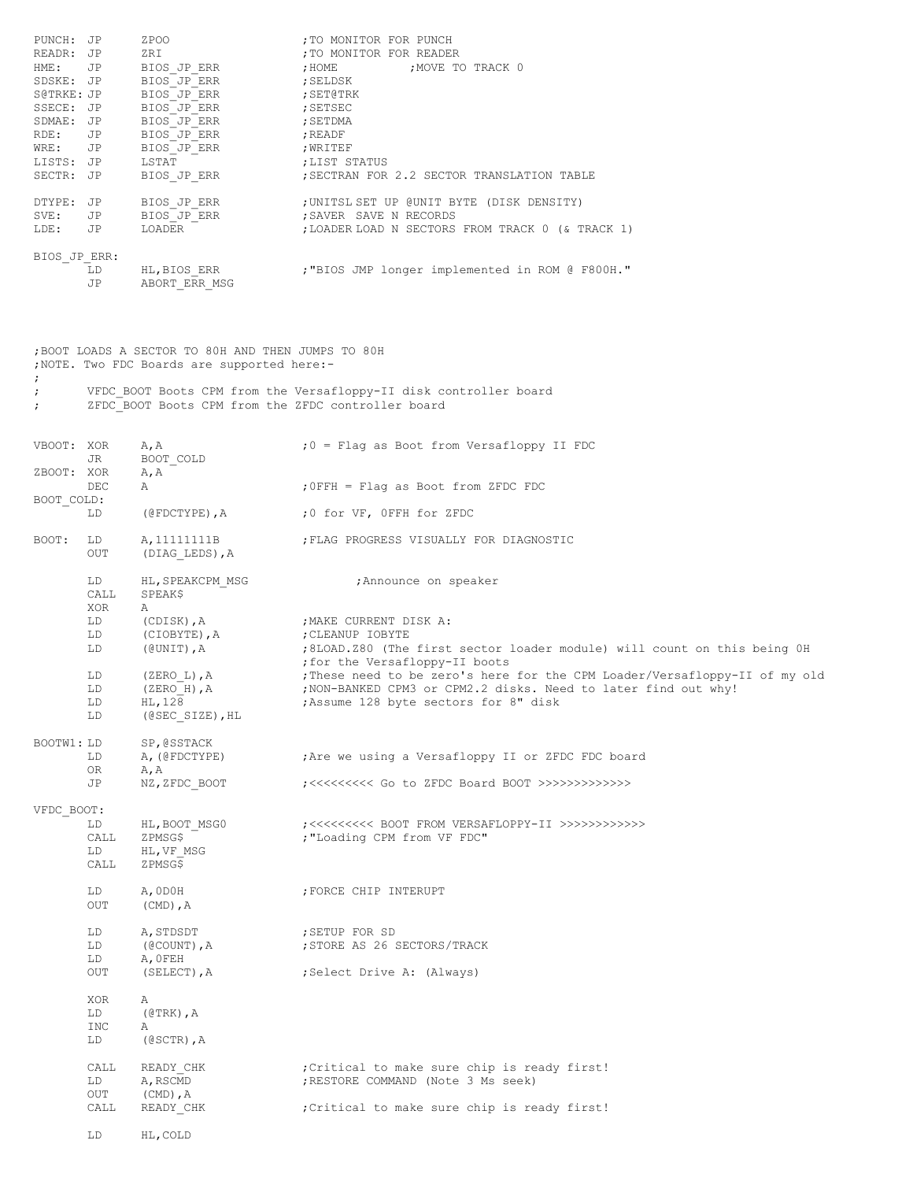```
PUNCH: JP      ZPOO                   ;TO MONITOR FOR PUNCH
READR: JP      ZRI                    ;TO MONITOR FOR READER
HME:   JP      BIOS_JP_ERR            ;HOME          ;MOVE TO TRACK 0
SDSKE: JP      BIOS_JP_ERR            ;SELDSK
S@TRKE: JP     BIOS_JP_ERR            ;SET@TRK
SSECE: JP      BIOS_JP_ERR            ;SETSEC
SDMAE: JP      BIOS_JP_ERR            ;SETDMA
RDE:   JP      BIOS_JP_ERR            ;READF
WRE:   JP      BIOS_JP_ERR            ;WRITEF
LISTS: JP      LSTAT                  ;LIST STATUS
SECTR: JP      BIOS_JP_ERR            ;SECTRAN FOR 2.2 SECTOR TRANSLATION TABLE

DTYPE: JP      BIOS_JP_ERR            ;UNITSL SET UP @UNIT BYTE (DISK DENSITY)
SVE:   JP      BIOS_JP_ERR            ;SAVER  SAVE N RECORDS
LDE:   JP      LOADER                 ;LOADER LOAD N SECTORS FROM TRACK 0 (& TRACK 1)

BIOS_JP_ERR:
       LD      HL,BIOS_ERR            ;"BIOS JMP longer implemented in ROM @ F800H."
       JP      ABORT_ERR_MSG




;BOOT LOADS A SECTOR TO 80H AND THEN JUMPS TO 80H
;NOTE. Two FDC Boards are supported here:-
;
;       VFDC_BOOT Boots CPM from the Versafloppy-II disk controller board
;       ZFDC_BOOT Boots CPM from the ZFDC controller board


VBOOT: XOR     A,A                    ;0 = Flag as Boot from Versafloppy II FDC
       JR      BOOT_COLD
ZBOOT: XOR     A,A
       DEC     A                      ;0FFH = Flag as Boot from ZFDC FDC
BOOT_COLD:
       LD      (@FDCTYPE),A           ;0 for VF, 0FFH for ZFDC

BOOT:  LD      A,11111111B            ;FLAG PROGRESS VISUALLY FOR DIAGNOSTIC
       OUT     (DIAG_LEDS),A

       LD      HL,SPEAKCPM_MSG               ;Announce on speaker
       CALL    SPEAK$
       XOR     A
       LD      (CDISK),A              ;MAKE CURRENT DISK A:
       LD      (CIOBYTE),A            ;CLEANUP IOBYTE
       LD      (@UNIT),A              ;8LOAD.Z80 (The first sector loader module) will count on this being 0H
                                      ;for the Versafloppy-II boots
       LD      (ZERO_L),A             ;These need to be zero's here for the CPM Loader/Versafloppy-II of my old
       LD      (ZERO_H),A             ;NON-BANKED CPM3 or CPM2.2 disks. Need to later find out why!
       LD      HL,128                 ;Assume 128 byte sectors for 8" disk
       LD      (@SEC_SIZE),HL

BOOTW1: LD     SP,@SSTACK
       LD      A,(@FDCTYPE)           ;Are we using a Versafloppy II or ZFDC FDC board
       OR      A,A
       JP      NZ,ZFDC_BOOT           ;<<<<<<<<< Go to ZFDC Board BOOT >>>>>>>>>>>>>

VFDC_BOOT:
       LD      HL,BOOT_MSG0           ;<<<<<<<<< BOOT FROM VERSAFLOPPY-II >>>>>>>>>>>>
       CALL    ZPMSG$                 ;"Loading CPM from VF FDC"
       LD      HL,VF_MSG
       CALL    ZPMSG$

       LD      A,0D0H                 ;FORCE CHIP INTERUPT
       OUT     (CMD),A

       LD      A,STDSDT               ;SETUP FOR SD
       LD      (@COUNT),A             ;STORE AS 26 SECTORS/TRACK
       LD      A,0FEH
       OUT     (SELECT),A             ;Select Drive A: (Always)

       XOR     A
       LD      (@TRK),A
       INC     A
       LD      (@SCTR),A

       CALL    READY_CHK              ;Critical to make sure chip is ready first!
       LD      A,RSCMD                ;RESTORE COMMAND (Note 3 Ms seek)
       OUT     (CMD),A
       CALL    READY_CHK              ;Critical to make sure chip is ready first!

       LD      HL,COLD
```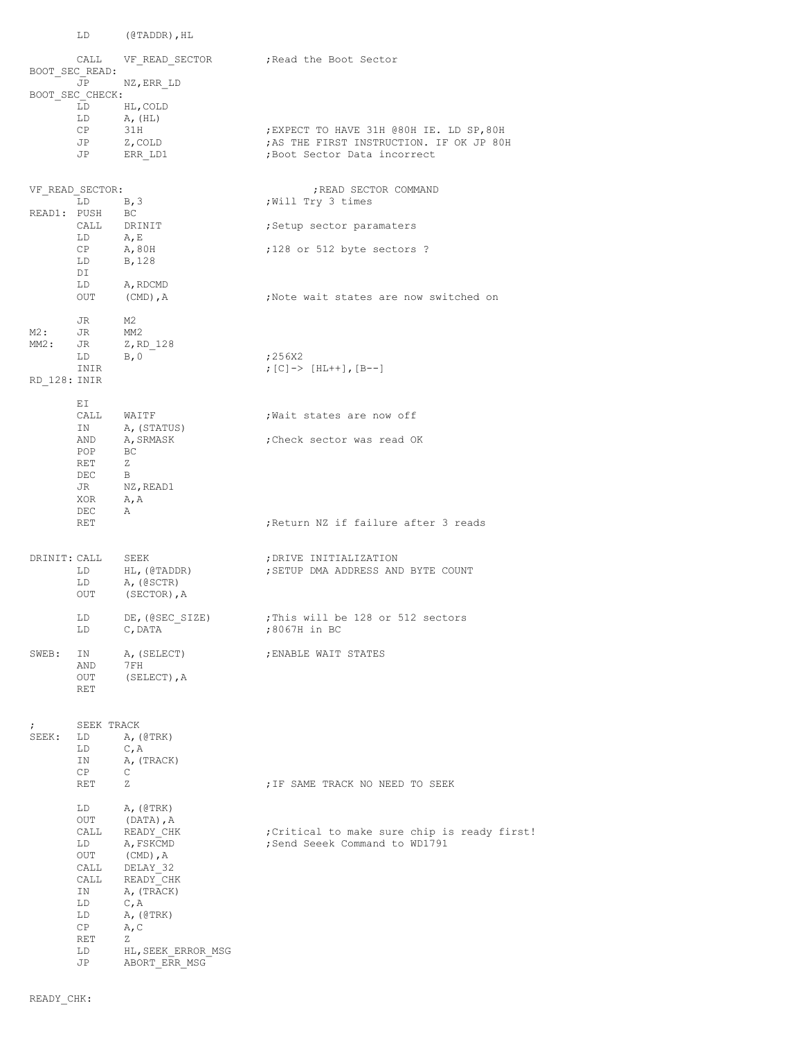```
        LD      (@TADDR),HL

        CALL    VF_READ_SECTOR          ;Read the Boot Sector
BOOT_SEC_READ:
        JP      NZ,ERR_LD
BOOT_SEC_CHECK:
        LD      HL,COLD
        LD      A,(HL)
        CP      31H                     ;EXPECT TO HAVE 31H @80H IE. LD SP,80H
        JP      Z,COLD                  ;AS THE FIRST INSTRUCTION. IF OK JP 80H
        JP      ERR_LD1                 ;Boot Sector Data incorrect


VF_READ_SECTOR:                                 ;READ SECTOR COMMAND
        LD      B,3                     ;Will Try 3 times
READ1:  PUSH    BC
        CALL    DRINIT                  ;Setup sector paramaters
        LD      A,E
        CP      A,80H                   ;128 or 512 byte sectors ?
        LD      B,128
        DI
        LD      A,RDCMD
        OUT     (CMD),A                 ;Note wait states are now switched on

        JR      M2
M2:     JR      MM2
MM2:    JR      Z,RD_128
        LD      B,0                     ;256X2
        INIR                            ;[C]-> [HL++],[B--]
RD_128: INIR

        EI
        CALL    WAITF                   ;Wait states are now off
        IN      A,(STATUS)
        AND     A,SRMASK                ;Check sector was read OK
        POP     BC
        RET     Z
        DEC     B
        JR      NZ,READ1
        XOR     A,A
        DEC     A
        RET                             ;Return NZ if failure after 3 reads


DRINIT: CALL    SEEK                    ;DRIVE INITIALIZATION
        LD      HL,(@TADDR)             ;SETUP DMA ADDRESS AND BYTE COUNT
        LD      A,(@SCTR)
        OUT     (SECTOR),A

        LD      DE,(@SEC_SIZE)          ;This will be 128 or 512 sectors
        LD      C,DATA                  ;8067H in BC

SWEB:   IN      A,(SELECT)              ;ENABLE WAIT STATES
        AND     7FH
        OUT     (SELECT),A
        RET


;       SEEK TRACK
SEEK:   LD      A,(@TRK)
        LD      C,A
        IN      A,(TRACK)
        CP      C
        RET     Z                       ;IF SAME TRACK NO NEED TO SEEK

        LD      A,(@TRK)
        OUT     (DATA),A
        CALL    READY_CHK               ;Critical to make sure chip is ready first!
        LD      A,FSKCMD                ;Send Seeek Command to WD1791
        OUT     (CMD),A
        CALL    DELAY_32
        CALL    READY_CHK
        IN      A,(TRACK)
        LD      C,A
        LD      A,(@TRK)
        CP      A,C
        RET     Z
        LD      HL,SEEK_ERROR_MSG
        JP      ABORT_ERR_MSG


READY_CHK:
```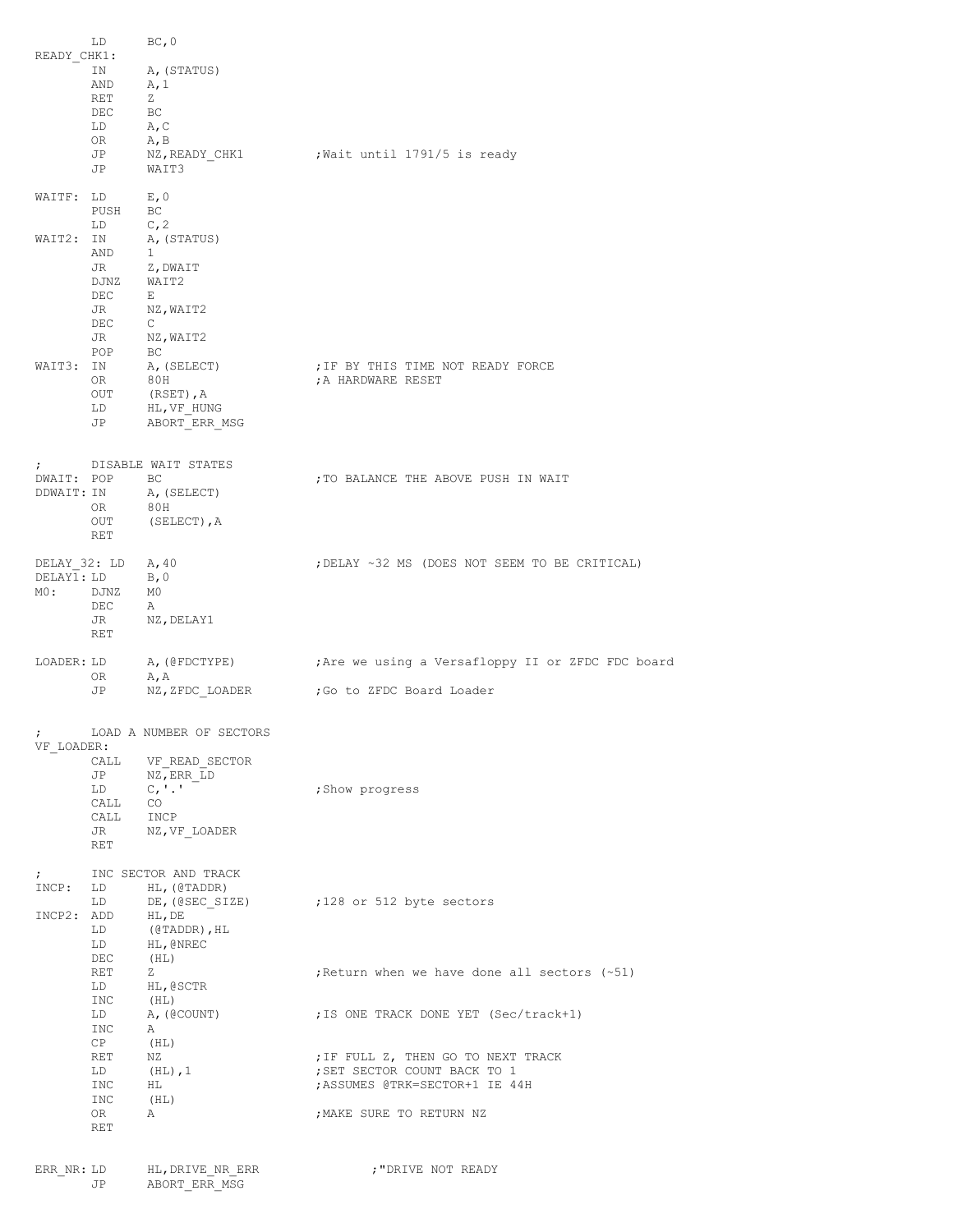```
        LD      BC,0
READY_CHK1:
        IN      A,(STATUS)
        AND     A,1
        RET     Z
        DEC     BC
        LD      A,C
        OR      A,B
        JP      NZ,READY_CHK1           ;Wait until 1791/5 is ready
        JP      WAIT3

WAITF:  LD      E,0
        PUSH    BC
        LD      C,2
WAIT2:  IN      A,(STATUS)
        AND     1
        JR      Z,DWAIT
        DJNZ    WAIT2
        DEC     E
        JR      NZ,WAIT2
        DEC     C
        JR      NZ,WAIT2
        POP     BC
WAIT3:  IN      A,(SELECT)              ;IF BY THIS TIME NOT READY FORCE
        OR      80H                     ;A HARDWARE RESET
        OUT     (RSET),A
        LD      HL,VF_HUNG
        JP      ABORT_ERR_MSG


;       DISABLE WAIT STATES
DWAIT:  POP     BC                      ;TO BALANCE THE ABOVE PUSH IN WAIT
DDWAIT: IN      A,(SELECT)
        OR      80H
        OUT     (SELECT),A
        RET

DELAY_32: LD    A,40                    ;DELAY ~32 MS (DOES NOT SEEM TO BE CRITICAL)
DELAY1: LD      B,0
M0:     DJNZ    M0
        DEC     A
        JR      NZ,DELAY1
        RET

LOADER: LD      A,(@FDCTYPE)            ;Are we using a Versafloppy II or ZFDC FDC board
        OR      A,A
        JP      NZ,ZFDC_LOADER          ;Go to ZFDC Board Loader


;       LOAD A NUMBER OF SECTORS
VF_LOADER:
        CALL    VF_READ_SECTOR
        JP      NZ,ERR_LD
        LD      C,'.'                   ;Show progress
        CALL    CO
        CALL    INCP
        JR      NZ,VF_LOADER
        RET

;       INC SECTOR AND TRACK
INCP:   LD      HL,(@TADDR)
        LD      DE,(@SEC_SIZE)          ;128 or 512 byte sectors
INCP2:  ADD     HL,DE
        LD      (@TADDR),HL
        LD      HL,@NREC
        DEC     (HL)
        RET     Z                       ;Return when we have done all sectors (~51)
        LD      HL,@SCTR
        INC     (HL)
        LD      A,(@COUNT)              ;IS ONE TRACK DONE YET (Sec/track+1)
        INC     A
        CP      (HL)
        RET     NZ                      ;IF FULL Z, THEN GO TO NEXT TRACK
        LD      (HL),1                  ;SET SECTOR COUNT BACK TO 1
        INC     HL                      ;ASSUMES @TRK=SECTOR+1 IE 44H
        INC     (HL)
        OR      A                       ;MAKE SURE TO RETURN NZ
        RET


ERR_NR: LD      HL,DRIVE_NR_ERR                 ;"DRIVE NOT READY
        JP      ABORT_ERR_MSG
```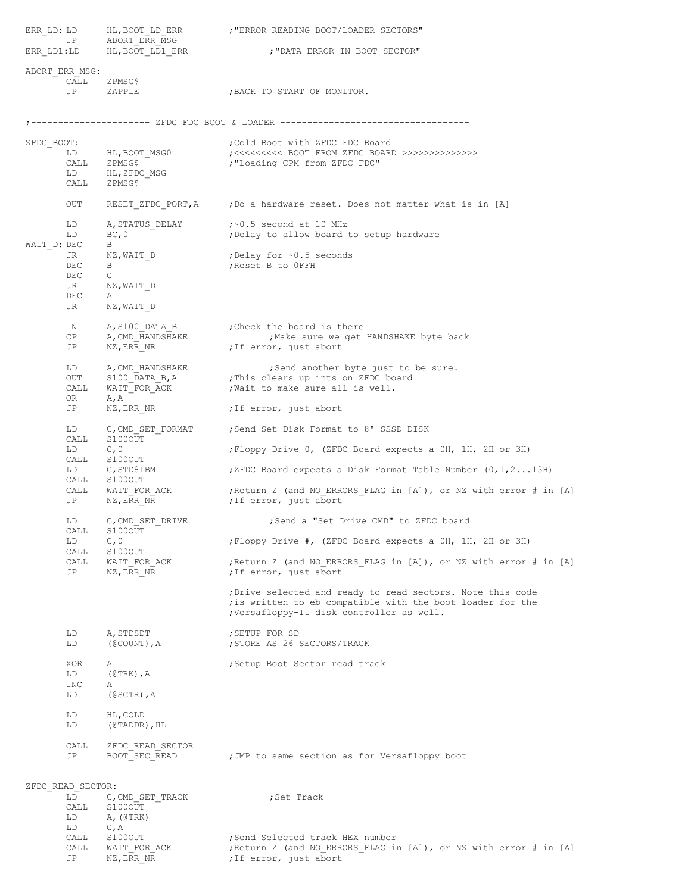```
ERR_LD: LD      HL,BOOT_LD_ERR          ;"ERROR READING BOOT/LOADER SECTORS"
        JP      ABORT_ERR_MSG
ERR_LD1:LD      HL,BOOT_LD1_ERR                 ;"DATA ERROR IN BOOT SECTOR"

ABORT_ERR_MSG:
        CALL    ZPMSG$
        JP      ZAPPLE                  ;BACK TO START OF MONITOR.


;---------------------- ZFDC FDC BOOT & LOADER -----------------------------------

ZFDC_BOOT:                              ;Cold Boot with ZFDC FDC Board
        LD      HL,BOOT_MSG0            ;<<<<<<<<< BOOT FROM ZFDC BOARD >>>>>>>>>>>>>>>
        CALL    ZPMSG$                  ;"Loading CPM from ZFDC FDC"
        LD      HL,ZFDC_MSG
        CALL    ZPMSG$

        OUT     RESET_ZFDC_PORT,A       ;Do a hardware reset. Does not matter what is in [A]

        LD      A,STATUS_DELAY          ;~0.5 second at 10 MHz
        LD      BC,0                    ;Delay to allow board to setup hardware
WAIT_D: DEC     B
        JR      NZ,WAIT_D               ;Delay for ~0.5 seconds
        DEC     B                       ;Reset B to 0FFH
        DEC     C
        JR      NZ,WAIT_D
        DEC     A
        JR      NZ,WAIT_D

        IN      A,S100_DATA_B           ;Check the board is there
        CP      A,CMD_HANDSHAKE                 ;Make sure we get HANDSHAKE byte back
        JP      NZ,ERR_NR               ;If error, just abort

        LD      A,CMD_HANDSHAKE                 ;Send another byte just to be sure.
        OUT     S100_DATA_B,A           ;This clears up ints on ZFDC board
        CALL    WAIT_FOR_ACK            ;Wait to make sure all is well.
        OR      A,A
        JP      NZ,ERR_NR               ;If error, just abort

        LD      C,CMD_SET_FORMAT        ;Send Set Disk Format to 8" SSSD DISK
        CALL    S100OUT
        LD      C,0                     ;Floppy Drive 0, (ZFDC Board expects a 0H, 1H, 2H or 3H)
        CALL    S100OUT
        LD      C,STD8IBM               ;ZFDC Board expects a Disk Format Table Number (0,1,2...13H)
        CALL    S100OUT
        CALL    WAIT_FOR_ACK            ;Return Z (and NO_ERRORS_FLAG in [A]), or NZ with error # in [A]
        JP      NZ,ERR_NR               ;If error, just abort

        LD      C,CMD_SET_DRIVE                 ;Send a "Set Drive CMD" to ZFDC board
        CALL    S100OUT
        LD      C,0                     ;Floppy Drive #, (ZFDC Board expects a 0H, 1H, 2H or 3H)
        CALL    S100OUT
        CALL    WAIT_FOR_ACK            ;Return Z (and NO_ERRORS_FLAG in [A]), or NZ with error # in [A]
        JP      NZ,ERR_NR               ;If error, just abort

                                        ;Drive selected and ready to read sectors. Note this code
                                        ;is written to eb compatible with the boot loader for the
                                        ;Versafloppy-II disk controller as well.

        LD      A,STDSDT                ;SETUP FOR SD
        LD      (@COUNT),A              ;STORE AS 26 SECTORS/TRACK

        XOR     A                       ;Setup Boot Sector read track
        LD      (@TRK),A
        INC     A
        LD      (@SCTR),A

        LD      HL,COLD
        LD      (@TADDR),HL

        CALL    ZFDC_READ_SECTOR
        JP      BOOT_SEC_READ           ;JMP to same section as for Versafloppy boot


ZFDC_READ_SECTOR:
        LD      C,CMD_SET_TRACK                 ;Set Track
        CALL    S100OUT
        LD      A,(@TRK)
        LD      C,A
        CALL    S100OUT                 ;Send Selected track HEX number
        CALL    WAIT_FOR_ACK            ;Return Z (and NO_ERRORS_FLAG in [A]), or NZ with error # in [A]
        JP      NZ,ERR_NR               ;If error, just abort
```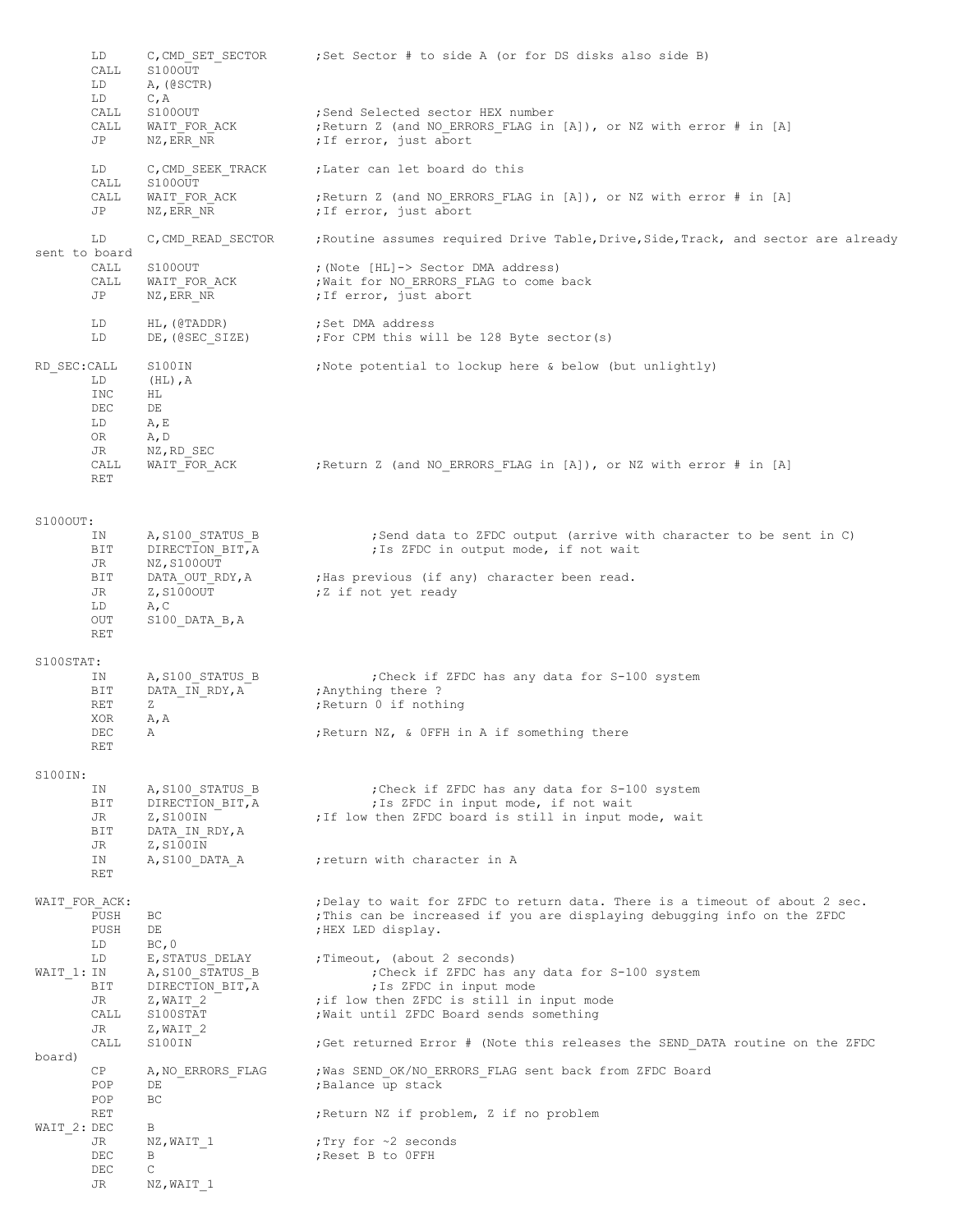```
        LD      C,CMD_SET_SECTOR        ;Set Sector # to side A (or for DS disks also side B)
        CALL    S100OUT
        LD      A,(@SCTR)
        LD      C,A
        CALL    S100OUT                 ;Send Selected sector HEX number
        CALL    WAIT_FOR_ACK            ;Return Z (and NO_ERRORS_FLAG in [A]), or NZ with error # in [A]
        JP      NZ,ERR_NR               ;If error, just abort

        LD      C,CMD_SEEK_TRACK        ;Later can let board do this
        CALL    S100OUT
        CALL    WAIT_FOR_ACK            ;Return Z (and NO_ERRORS_FLAG in [A]), or NZ with error # in [A]
        JP      NZ,ERR_NR               ;If error, just abort

        LD      C,CMD_READ_SECTOR       ;Routine assumes required Drive Table,Drive,Side,Track, and sector are already
sent to board
        CALL    S100OUT                 ;(Note [HL]-> Sector DMA address)
        CALL    WAIT_FOR_ACK            ;Wait for NO_ERRORS_FLAG to come back
        JP      NZ,ERR_NR               ;If error, just abort

        LD      HL,(@TADDR)             ;Set DMA address
        LD      DE,(@SEC_SIZE)          ;For CPM this will be 128 Byte sector(s)

RD_SEC:CALL     S100IN                  ;Note potential to lockup here & below (but unlightly)
        LD      (HL),A
        INC     HL
        DEC     DE
        LD      A,E
        OR      A,D
        JR      NZ,RD_SEC
        CALL    WAIT_FOR_ACK            ;Return Z (and NO_ERRORS_FLAG in [A]), or NZ with error # in [A]
        RET


S100OUT:
        IN      A,S100_STATUS_B                 ;Send data to ZFDC output (arrive with character to be sent in C)
        BIT     DIRECTION_BIT,A                 ;Is ZFDC in output mode, if not wait
        JR      NZ,S100OUT
        BIT     DATA_OUT_RDY,A          ;Has previous (if any) character been read.
        JR      Z,S100OUT               ;Z if not yet ready
        LD      A,C
        OUT     S100_DATA_B,A
        RET

S100STAT:
        IN      A,S100_STATUS_B                 ;Check if ZFDC has any data for S-100 system
        BIT     DATA_IN_RDY,A           ;Anything there ?
        RET     Z                       ;Return 0 if nothing
        XOR     A,A
        DEC     A                       ;Return NZ, & 0FFH in A if something there
        RET

S100IN:
        IN      A,S100_STATUS_B                 ;Check if ZFDC has any data for S-100 system
        BIT     DIRECTION_BIT,A                 ;Is ZFDC in input mode, if not wait
        JR      Z,S100IN                ;If low then ZFDC board is still in input mode, wait
        BIT     DATA_IN_RDY,A
        JR      Z,S100IN
        IN      A,S100_DATA_A           ;return with character in A
        RET

WAIT_FOR_ACK:                           ;Delay to wait for ZFDC to return data. There is a timeout of about 2 sec.
        PUSH    BC                      ;This can be increased if you are displaying debugging info on the ZFDC
        PUSH    DE                      ;HEX LED display.
        LD      BC,0
        LD      E,STATUS_DELAY          ;Timeout, (about 2 seconds)
WAIT_1: IN      A,S100_STATUS_B                 ;Check if ZFDC has any data for S-100 system
        BIT     DIRECTION_BIT,A                 ;Is ZFDC in input mode
        JR      Z,WAIT_2                ;if low then ZFDC is still in input mode
        CALL    S100STAT                ;Wait until ZFDC Board sends something
        JR      Z,WAIT_2
        CALL    S100IN                  ;Get returned Error # (Note this releases the SEND_DATA routine on the ZFDC
board)
        CP      A,NO_ERRORS_FLAG        ;Was SEND_OK/NO_ERRORS_FLAG sent back from ZFDC Board
        POP     DE                      ;Balance up stack
        POP     BC
        RET                             ;Return NZ if problem, Z if no problem
WAIT_2: DEC     B
        JR      NZ,WAIT_1               ;Try for ~2 seconds
        DEC     B                       ;Reset B to 0FFH
        DEC     C
        JR      NZ,WAIT_1
```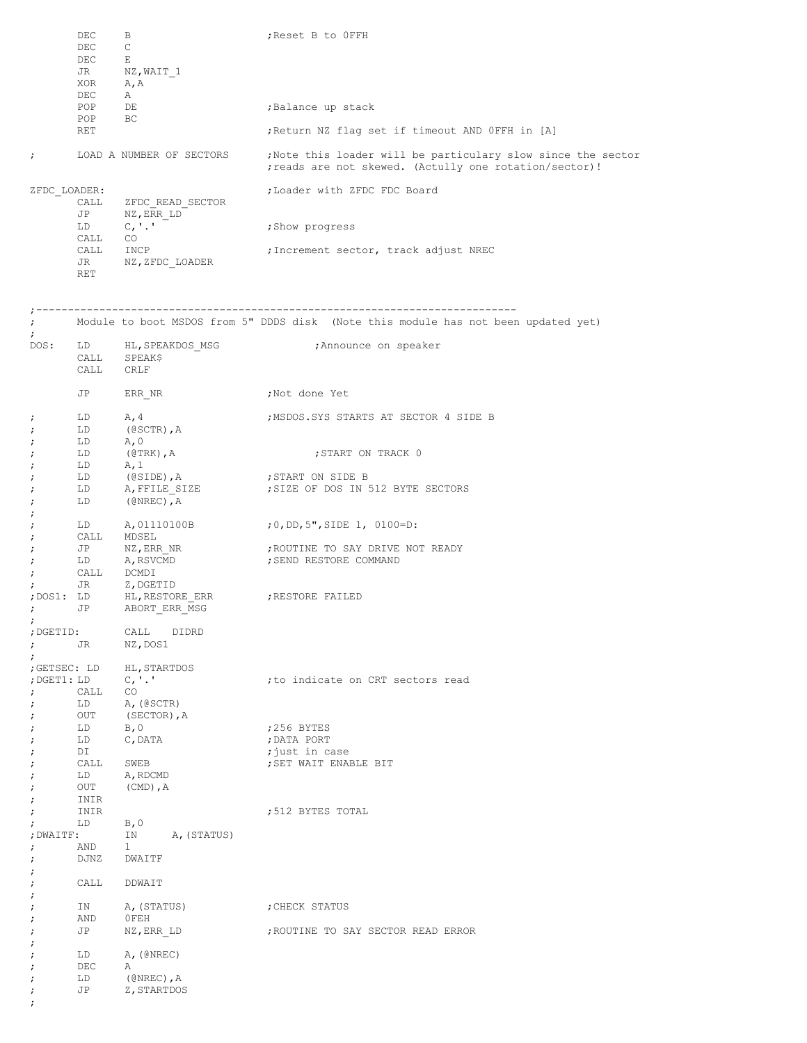```
        DEC     B                       ;Reset B to 0FFH
        DEC     C
        DEC     E
        JR      NZ,WAIT_1
        XOR     A,A
        DEC     A
        POP     DE                      ;Balance up stack
        POP     BC
        RET                             ;Return NZ flag set if timeout AND 0FFH in [A]

;       LOAD A NUMBER OF SECTORS        ;Note this loader will be particulary slow since the sector
                                        ;reads are not skewed. (Actully one rotation/sector)!

ZFDC_LOADER:                            ;Loader with ZFDC FDC Board
        CALL    ZFDC_READ_SECTOR
        JP      NZ,ERR_LD
        LD      C,'.'                   ;Show progress
        CALL    CO
        CALL    INCP                    ;Increment sector, track adjust NREC
        JR      NZ,ZFDC_LOADER
        RET


;--------------------------------------------------------------------------
;       Module to boot MSDOS from 5" DDDS disk  (Note this module has not been updated yet)
;
DOS:    LD      HL,SPEAKDOS_MSG                 ;Announce on speaker
        CALL    SPEAK$
        CALL    CRLF

        JP      ERR_NR                  ;Not done Yet

;       LD      A,4                     ;MSDOS.SYS STARTS AT SECTOR 4 SIDE B
;       LD      (@SCTR),A
;       LD      A,0
;       LD      (@TRK),A                        ;START ON TRACK 0
;       LD      A,1
;       LD      (@SIDE),A               ;START ON SIDE B
;       LD      A,FFILE_SIZE            ;SIZE OF DOS IN 512 BYTE SECTORS
;       LD      (@NREC),A
;
;       LD      A,01110100B             ;0,DD,5",SIDE 1, 0100=D:
;       CALL    MDSEL
;       JP      NZ,ERR_NR               ;ROUTINE TO SAY DRIVE NOT READY
;       LD      A,RSVCMD                ;SEND RESTORE COMMAND
;       CALL    DCMDI
;       JR      Z,DGETID
;DOS1:  LD      HL,RESTORE_ERR          ;RESTORE FAILED
;       JP      ABORT_ERR_MSG
;
;DGETID:        CALL    DIDRD
;       JR      NZ,DOS1
;
;GETSEC: LD     HL,STARTDOS
;DGET1: LD      C,'.'                   ;to indicate on CRT sectors read
;       CALL    CO
;       LD      A,(@SCTR)
;       OUT     (SECTOR),A
;       LD      B,0                     ;256 BYTES
;       LD      C,DATA                  ;DATA PORT
;       DI                              ;just in case
;       CALL    SWEB                    ;SET WAIT ENABLE BIT
;       LD      A,RDCMD
;       OUT     (CMD),A
;       INIR
;       INIR                            ;512 BYTES TOTAL
;       LD      B,0
;DWAITF:        IN      A,(STATUS)
;       AND     1
;       DJNZ    DWAITF
;
;       CALL    DDWAIT
;
;       IN      A,(STATUS)              ;CHECK STATUS
;       AND     0FEH
;       JP      NZ,ERR_LD               ;ROUTINE TO SAY SECTOR READ ERROR
;
;       LD      A,(@NREC)
;       DEC     A
;       LD      (@NREC),A
;       JP      Z,STARTDOS
;
```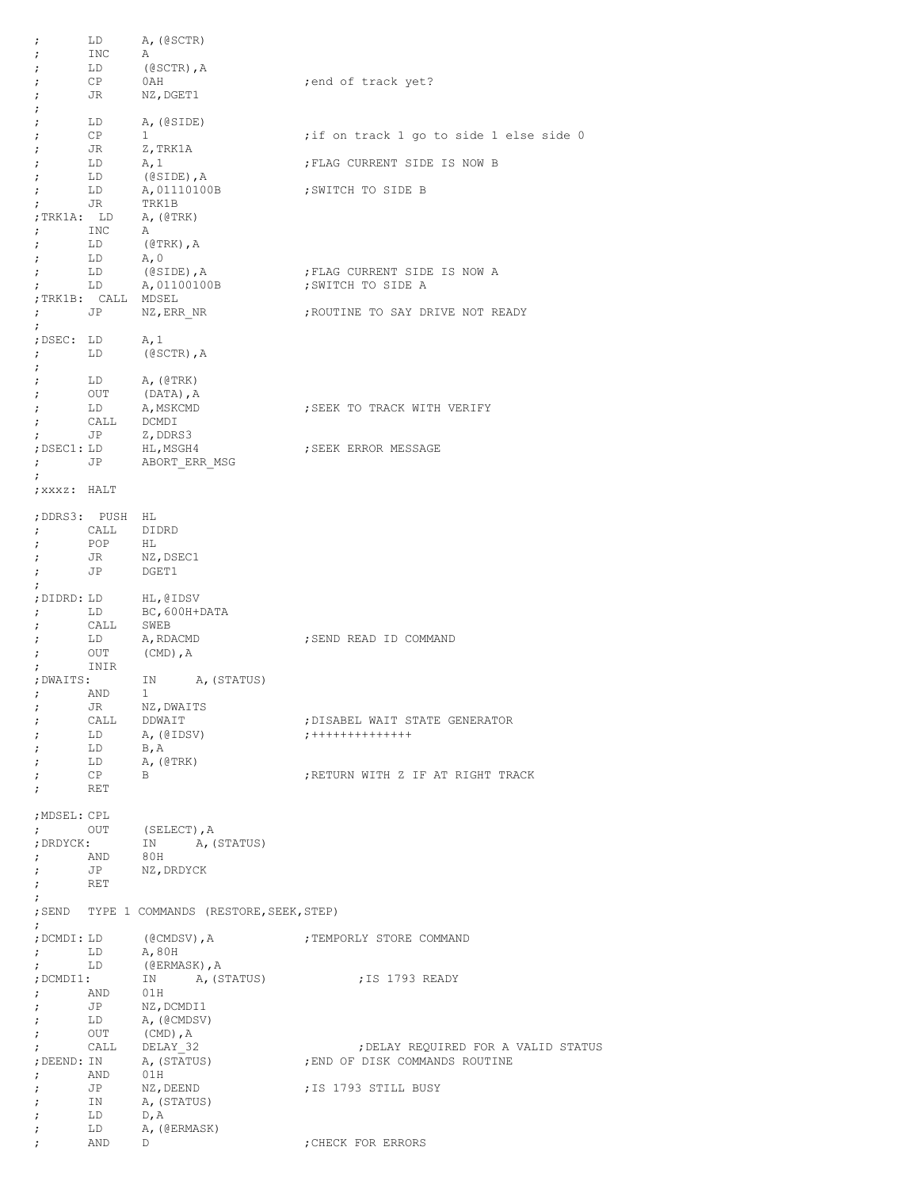```
;       LD      A,(@SCTR)
;       INC     A
;       LD      (@SCTR),A
;       CP      0AH                     ;end of track yet?
;       JR      NZ,DGET1
;
;       LD      A,(@SIDE)
;       CP      1                       ;if on track 1 go to side 1 else side 0
;       JR      Z,TRK1A
;       LD      A,1                     ;FLAG CURRENT SIDE IS NOW B
;       LD      (@SIDE),A
;       LD      A,01110100B             ;SWITCH TO SIDE B
;       JR      TRK1B
;TRK1A: LD      A,(@TRK)
;       INC     A
;       LD      (@TRK),A
;       LD      A,0
;       LD      (@SIDE),A               ;FLAG CURRENT SIDE IS NOW A
;       LD      A,01100100B             ;SWITCH TO SIDE A
;TRK1B: CALL    MDSEL
;       JP      NZ,ERR_NR               ;ROUTINE TO SAY DRIVE NOT READY
;
;DSEC:  LD      A,1
;       LD      (@SCTR),A
;
;       LD      A,(@TRK)
;       OUT     (DATA),A
;       LD      A,MSKCMD                ;SEEK TO TRACK WITH VERIFY
;       CALL    DCMDI
;       JP      Z,DDRS3
;DSEC1: LD      HL,MSGH4                ;SEEK ERROR MESSAGE
;       JP      ABORT_ERR_MSG
;
;xxxz:  HALT

;DDRS3: PUSH    HL
;       CALL    DIDRD
;       POP     HL
;       JR      NZ,DSEC1
;       JP      DGET1
;
;DIDRD: LD      HL,@IDSV
;       LD      BC,600H+DATA
;       CALL    SWEB
;       LD      A,RDACMD                ;SEND READ ID COMMAND
;       OUT     (CMD),A
;       INIR
;DWAITS:        IN      A,(STATUS)
;       AND     1
;       JR      NZ,DWAITS
;       CALL    DDWAIT                  ;DISABEL WAIT STATE GENERATOR
;       LD      A,(@IDSV)               ;++++++++++++++
;       LD      B,A
;       LD      A,(@TRK)
;       CP      B                       ;RETURN WITH Z IF AT RIGHT TRACK
;       RET

;MDSEL: CPL
;       OUT     (SELECT),A
;DRDYCK:        IN      A,(STATUS)
;       AND     80H
;       JP      NZ,DRDYCK
;       RET
;
;SEND   TYPE 1 COMMANDS (RESTORE,SEEK,STEP)
;
;DCMDI: LD      (@CMDSV),A              ;TEMPORLY STORE COMMAND
;       LD      A,80H
;       LD      (@ERMASK),A
;DCMDI1:        IN      A,(STATUS)              ;IS 1793 READY
;       AND     01H
;       JP      NZ,DCMDI1
;       LD      A,(@CMDSV)
;       OUT     (CMD),A
;       CALL    DELAY_32                        ;DELAY REQUIRED FOR A VALID STATUS
;DEEND: IN      A,(STATUS)              ;END OF DISK COMMANDS ROUTINE
;       AND     01H
;       JP      NZ,DEEND                ;IS 1793 STILL BUSY
;       IN      A,(STATUS)
;       LD      D,A
;       LD      A,(@ERMASK)
;       AND     D                       ;CHECK FOR ERRORS
```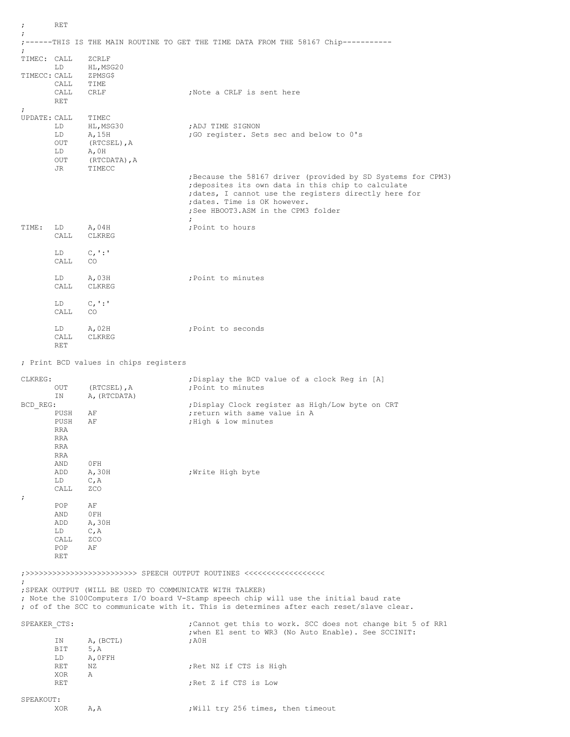```
;       RET
;
;------THIS IS THE MAIN ROUTINE TO GET THE TIME DATA FROM THE 58167 Chip-----------
;
TIMEC: CALL    ZCRLF
       LD      HL,MSG20
TIMECC: CALL   ZPMSG$
       CALL    TIME
       CALL    CRLF                    ;Note a CRLF is sent here
       RET
;
UPDATE: CALL   TIMEC
       LD      HL,MSG30                ;ADJ TIME SIGNON
       LD      A,15H                   ;GO register. Sets sec and below to 0's
       OUT     (RTCSEL),A
       LD      A,0H
       OUT     (RTCDATA),A
       JR      TIMECC
                                       ;Because the 58167 driver (provided by SD Systems for CPM3)
                                       ;deposites its own data in this chip to calculate
                                       ;dates, I cannot use the registers directly here for
                                       ;dates. Time is OK however.
                                       ;See HBOOT3.ASM in the CPM3 folder
                                       ;
TIME:  LD      A,04H                   ;Point to hours
       CALL    CLKREG

       LD      C,':'
       CALL    CO

       LD      A,03H                   ;Point to minutes
       CALL    CLKREG

       LD      C,':'
       CALL    CO

       LD      A,02H                   ;Point to seconds
       CALL    CLKREG
       RET

; Print BCD values in chips registers

CLKREG:                                ;Display the BCD value of a clock Reg in [A]
       OUT     (RTCSEL),A              ;Point to minutes
       IN      A,(RTCDATA)
BCD_REG:                               ;Display Clock register as High/Low byte on CRT
       PUSH    AF                      ;return with same value in A
       PUSH    AF                      ;High & low minutes
       RRA
       RRA
       RRA
       RRA
       AND     0FH
       ADD     A,30H                   ;Write High byte
       LD      C,A
       CALL    ZCO
;
       POP     AF
       AND     0FH
       ADD     A,30H
       LD      C,A
       CALL    ZCO
       POP     AF
       RET

;>>>>>>>>>>>>>>>>>>>>>>>>> SPEECH OUTPUT ROUTINES <<<<<<<<<<<<<<<<<<
;
;SPEAK OUTPUT (WILL BE USED TO COMMUNICATE WITH TALKER)
; Note the S100Computers I/O board V-Stamp speech chip will use the initial baud rate
; of of the SCC to communicate with it. This is determines after each reset/slave clear.

SPEAKER_CTS:                           ;Cannot get this to work. SCC does not change bit 5 of RR1
                                       ;when E1 sent to WR3 (No Auto Enable). See SCCINIT:
       IN      A,(BCTL)                ;A0H
       BIT     5,A
       LD      A,0FFH
       RET     NZ                      ;Ret NZ if CTS is High
       XOR     A
       RET                             ;Ret Z if CTS is Low

SPEAKOUT:
       XOR     A,A                     ;Will try 256 times, then timeout
```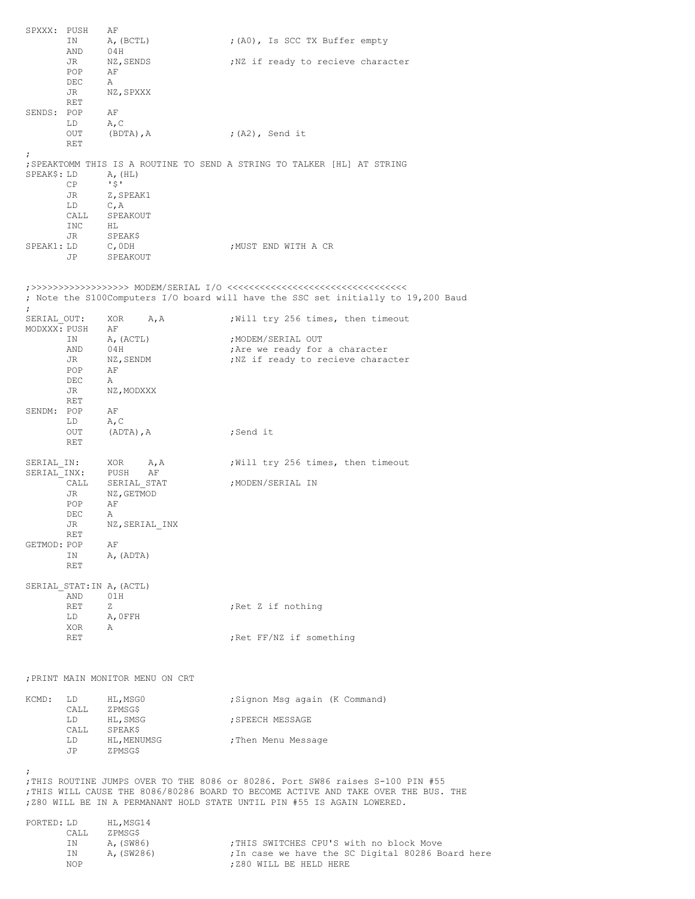```
SPXXX:  PUSH    AF
        IN      A,(BCTL)                ;(A0), Is SCC TX Buffer empty
        AND     04H
        JR      NZ,SENDS                ;NZ if ready to recieve character
        POP     AF
        DEC     A
        JR      NZ,SPXXX
        RET
SENDS:  POP     AF
        LD      A,C
        OUT     (BDTA),A                ;(A2), Send it
        RET
;
;SPEAKTOMM THIS IS A ROUTINE TO SEND A STRING TO TALKER [HL] AT STRING
SPEAK$: LD      A,(HL)
        CP      '$'
        JR      Z,SPEAK1
        LD      C,A
        CALL    SPEAKOUT
        INC     HL
        JR      SPEAK$
SPEAK1: LD      C,0DH                   ;MUST END WITH A CR
        JP      SPEAKOUT


;>>>>>>>>>>>>>>>>>> MODEM/SERIAL I/O <<<<<<<<<<<<<<<<<<<<<<<<<<<<<<<<<
; Note the S100Computers I/O board will have the SSC set initially to 19,200 Baud
;
SERIAL_OUT:     XOR     A,A             ;Will try 256 times, then timeout
MODXXX: PUSH    AF
        IN      A,(ACTL)                ;MODEM/SERIAL OUT
        AND     04H                     ;Are we ready for a character
        JR      NZ,SENDM                ;NZ if ready to recieve character
        POP     AF
        DEC     A
        JR      NZ,MODXXX
        RET
SENDM:  POP     AF
        LD      A,C
        OUT     (ADTA),A                ;Send it
        RET

SERIAL_IN:      XOR     A,A             ;Will try 256 times, then timeout
SERIAL_INX:     PUSH    AF
        CALL    SERIAL_STAT             ;MODEN/SERIAL IN
        JR      NZ,GETMOD
        POP     AF
        DEC     A
        JR      NZ,SERIAL_INX
        RET
GETMOD: POP     AF
        IN      A,(ADTA)
        RET

SERIAL_STAT:IN A,(ACTL)
        AND     01H
        RET     Z                       ;Ret Z if nothing
        LD      A,0FFH
        XOR     A
        RET                             ;Ret FF/NZ if something



;PRINT MAIN MONITOR MENU ON CRT

KCMD:   LD      HL,MSG0                 ;Signon Msg again (K Command)
        CALL    ZPMSG$
        LD      HL,SMSG                 ;SPEECH MESSAGE
        CALL    SPEAK$
        LD      HL,MENUMSG              ;Then Menu Message
        JP      ZPMSG$

;
;THIS ROUTINE JUMPS OVER TO THE 8086 or 80286. Port SW86 raises S-100 PIN #55
;THIS WILL CAUSE THE 8086/80286 BOARD TO BECOME ACTIVE AND TAKE OVER THE BUS. THE
;Z80 WILL BE IN A PERMANANT HOLD STATE UNTIL PIN #55 IS AGAIN LOWERED.

PORTED: LD      HL,MSG14
        CALL    ZPMSG$
        IN      A,(SW86)                ;THIS SWITCHES CPU'S with no block Move
        IN      A,(SW286)               ;In case we have the SC Digital 80286 Board here
        NOP                             ;Z80 WILL BE HELD HERE
```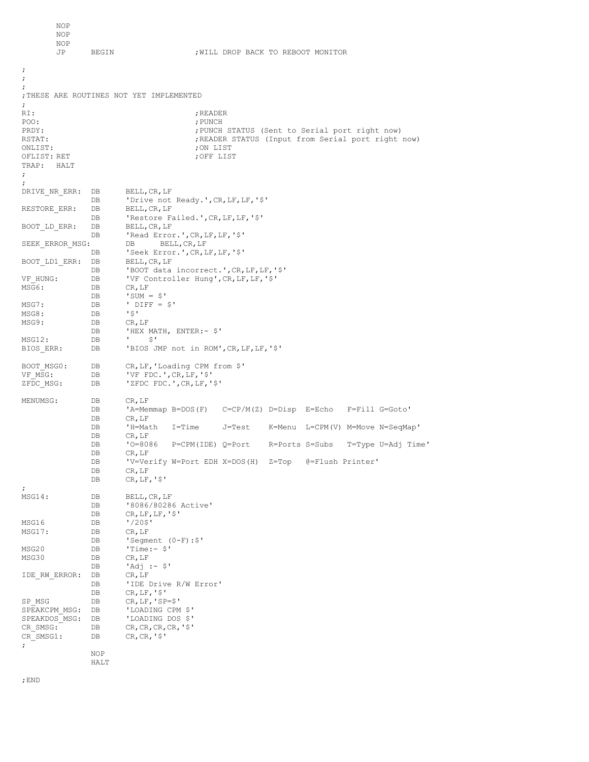```
        NOP
        NOP
        NOP
        JP      BEGIN                   ;WILL DROP BACK TO REBOOT MONITOR

;
;
;
;THESE ARE ROUTINES NOT YET IMPLEMENTED
;
RI:                                     ;READER
POO:                                    ;PUNCH
PRDY:                                   ;PUNCH STATUS (Sent to Serial port right now)
RSTAT:                                  ;READER STATUS (Input from Serial port right now)
ONLIST:                                 ;ON LIST
OFLIST: RET                             ;OFF LIST
TRAP:   HALT
;
;
DRIVE_NR_ERR:   DB      BELL,CR,LF
                DB      'Drive not Ready.',CR,LF,LF,'$'
RESTORE_ERR:    DB      BELL,CR,LF
                DB      'Restore Failed.',CR,LF,LF,'$'
BOOT_LD_ERR:    DB      BELL,CR,LF
                DB      'Read Error.',CR,LF,LF,'$'
SEEK_ERROR_MSG:         DB      BELL,CR,LF
                DB      'Seek Error.',CR,LF,LF,'$'
BOOT_LD1_ERR:   DB      BELL,CR,LF
                DB      'BOOT data incorrect.',CR,LF,LF,'$'
VF_HUNG:        DB      'VF Controller Hung',CR,LF,LF,'$'
MSG6:           DB      CR,LF
                DB      'SUM = $'
MSG7:           DB      ' DIFF = $'
MSG8:           DB      '$'
MSG9:           DB      CR,LF
                DB      'HEX MATH, ENTER:- $'
MSG12:          DB      '    $'
BIOS_ERR:       DB      'BIOS JMP not in ROM',CR,LF,LF,'$'

BOOT_MSG0:      DB      CR,LF,'Loading CPM from $'
VF_MSG:         DB      'VF FDC.',CR,LF,'$'
ZFDC_MSG:       DB      'ZFDC FDC.',CR,LF,'$'

MENUMSG:        DB      CR,LF
                DB      'A=Memmap B=DOS(F)   C=CP/M(Z) D=Disp  E=Echo   F=Fill G=Goto'
                DB      CR,LF
                DB      'H=Math   I=Time     J=Test    K=Menu  L=CPM(V) M=Move N=SeqMap'
                DB      CR,LF
                DB      'O=8086   P=CPM(IDE) Q=Port    R=Ports S=Subs   T=Type U=Adj Time'
                DB      CR,LF
                DB      'V=Verify W=Port EDH X=DOS(H)  Z=Top   @=Flush Printer'
                DB      CR,LF
                DB      CR,LF,'$'
;
MSG14:          DB      BELL,CR,LF
                DB      '8086/80286 Active'
                DB      CR,LF,LF,'$'
MSG16           DB      '/20$'
MSG17:          DB      CR,LF
                DB      'Segment (0-F):$'
MSG20           DB      'Time:- $'
MSG30           DB      CR,LF
                DB      'Adj :- $'
IDE_RW_ERROR:   DB      CR,LF
                DB      'IDE Drive R/W Error'
                DB      CR,LF,'$'
SP_MSG          DB      CR,LF,'SP=$'
SPEAKCPM_MSG:   DB      'LOADING CPM $'
SPEAKDOS_MSG:   DB      'LOADING DOS $'
CR_SMSG:        DB      CR,CR,CR,CR,'$'
CR_SMSG1:       DB      CR,CR,'$'
;
                NOP
                HALT

;END
```